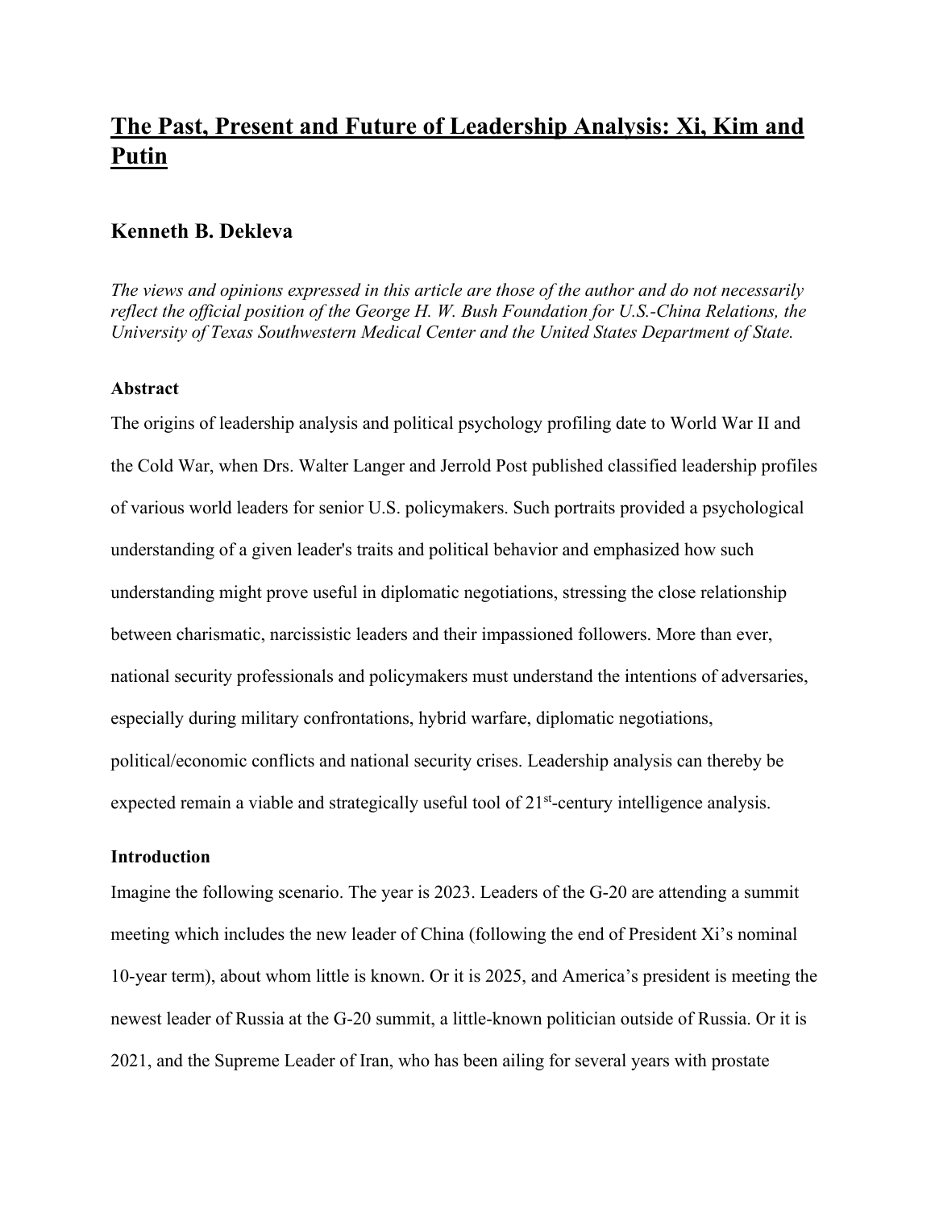# The Past, Present and Future of Leadership Analysis: Xi, Kim and Putin

## Kenneth B. Dekleva

*The views and opinions expressed in this article are those of the author and do not necessarily reflect the official position of the George H. W. Bush Foundation for U.S.-China Relations, the University of Texas Southwestern Medical Center and the United States Department of State.*

### Abstract

The origins of leadership analysis and political psychology profiling date to World War II and the Cold War, when Drs. Walter Langer and Jerrold Post published classified leadership profiles of various world leaders for senior U.S. policymakers. Such portraits provided a psychological understanding of a given leader's traits and political behavior and emphasized how such understanding might prove useful in diplomatic negotiations, stressing the close relationship between charismatic, narcissistic leaders and their impassioned followers. More than ever, national security professionals and policymakers must understand the intentions of adversaries, especially during military confrontations, hybrid warfare, diplomatic negotiations, political/economic conflicts and national security crises. Leadership analysis can thereby be expected remain a viable and strategically useful tool of 21st-century intelligence analysis.

### Introduction

Imagine the following scenario. The year is 2023. Leaders of the G-20 are attending a summit meeting which includes the new leader of China (following the end of President Xi's nominal 10-year term), about whom little is known. Or it is 2025, and America's president is meeting the newest leader of Russia at the G-20 summit, a little-known politician outside of Russia. Or it is 2021, and the Supreme Leader of Iran, who has been ailing for several years with prostate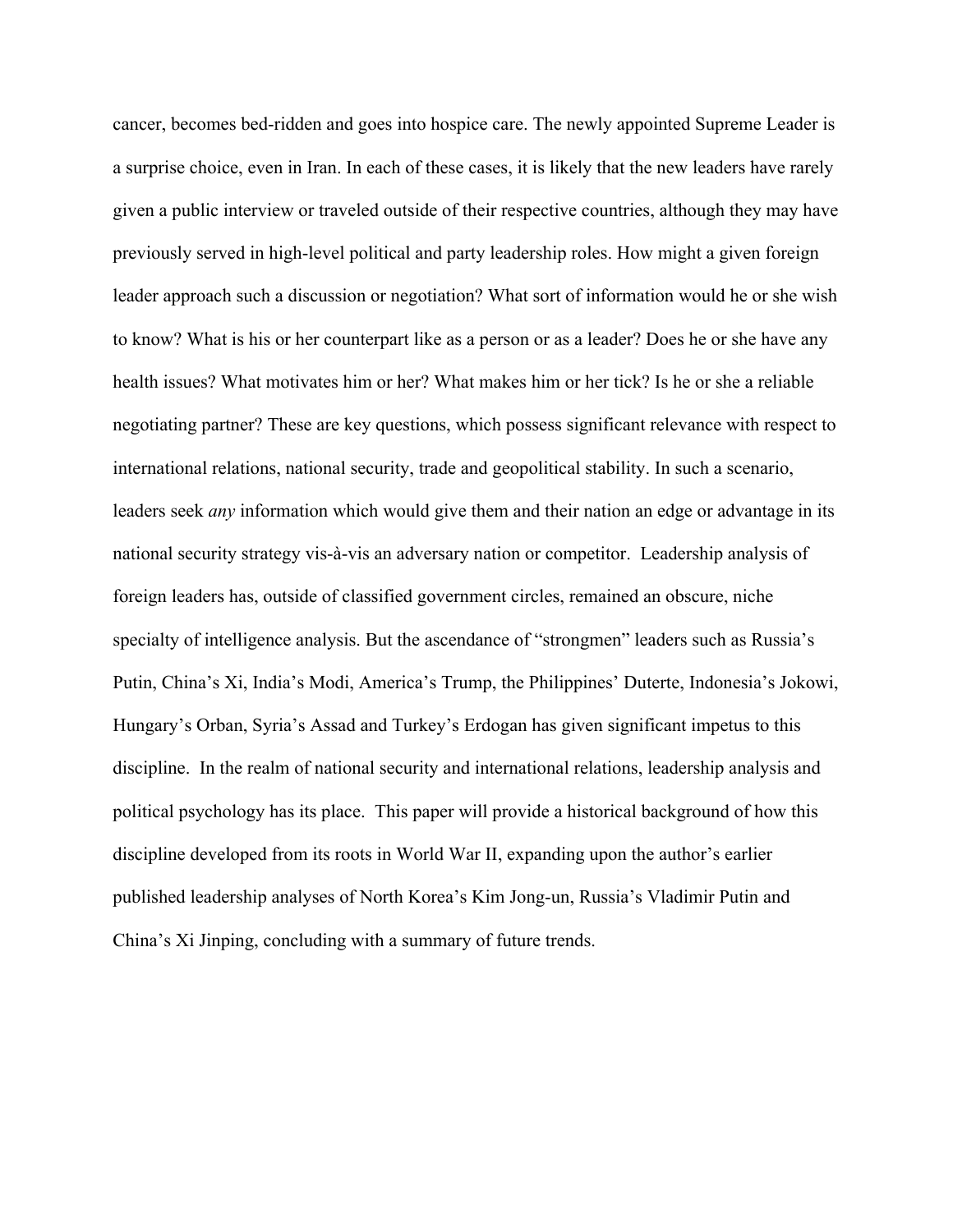cancer, becomes bed-ridden and goes into hospice care. The newly appointed Supreme Leader is a surprise choice, even in Iran. In each of these cases, it is likely that the new leaders have rarely given a public interview or traveled outside of their respective countries, although they may have previously served in high-level political and party leadership roles. How might a given foreign leader approach such a discussion or negotiation? What sort of information would he or she wish to know? What is his or her counterpart like as a person or as a leader? Does he or she have any health issues? What motivates him or her? What makes him or her tick? Is he or she a reliable negotiating partner? These are key questions, which possess significant relevance with respect to international relations, national security, trade and geopolitical stability. In such a scenario, leaders seek *any* information which would give them and their nation an edge or advantage in its national security strategy vis-à-vis an adversary nation or competitor. Leadership analysis of foreign leaders has, outside of classified government circles, remained an obscure, niche specialty of intelligence analysis. But the ascendance of "strongmen" leaders such as Russia's Putin, China's Xi, India's Modi, America's Trump, the Philippines' Duterte, Indonesia's Jokowi, Hungary's Orban, Syria's Assad and Turkey's Erdogan has given significant impetus to this discipline. In the realm of national security and international relations, leadership analysis and political psychology has its place. This paper will provide a historical background of how this discipline developed from its roots in World War II, expanding upon the author's earlier published leadership analyses of North Korea's Kim Jong-un, Russia's Vladimir Putin and China's Xi Jinping, concluding with a summary of future trends.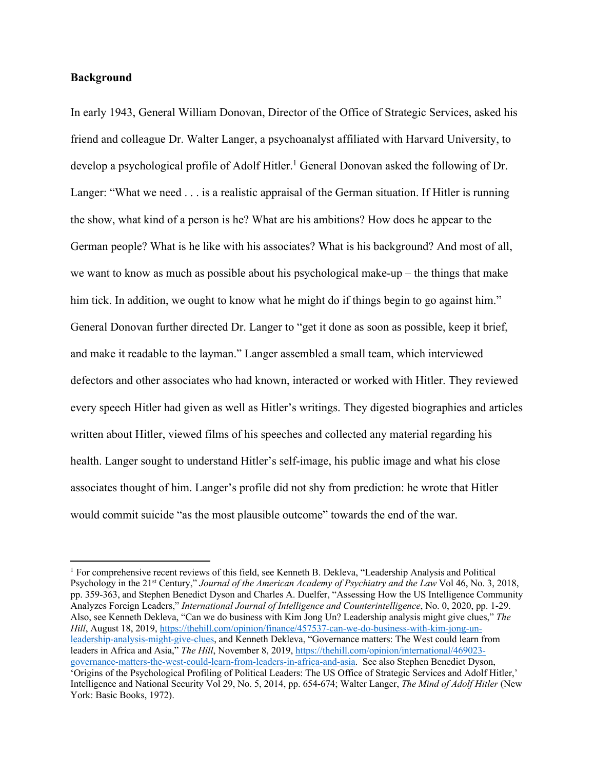**Background**

In early 1943, General William Donovan, Director of the Office of Strategic Services, asked his friend and colleague Dr. Walter Langer, a psychoanalyst affiliated with Harvard University, to develop a psychological profile of Adolf Hitler.[1] General Donovan asked the following of Dr. Langer: "What we need . . . is a realistic appraisal of the German situation. If Hitler is running the show, what kind of a person is he? What are his ambitions? How does he appear to the German people? What is he like with his associates? What is his background? And most of all, we want to know as much as possible about his psychological make-up – the things that make him tick. In addition, we ought to know what he might do if things begin to go against him." General Donovan further directed Dr. Langer to "get it done as soon as possible, keep it brief, and make it readable to the layman." Langer assembled a small team, which interviewed defectors and other associates who had known, interacted or worked with Hitler. They reviewed every speech Hitler had given as well as Hitler's writings. They digested biographies and articles written about Hitler, viewed films of his speeches and collected any material regarding his health. Langer sought to understand Hitler's self-image, his public image and what his close associates thought of him. Langer's profile did not shy from prediction: he wrote that Hitler would commit suicide "as the most plausible outcome" towards the end of the war.

---

[1] For comprehensive recent reviews of this field, see Kenneth B. Dekleva, "Leadership Analysis and Political Psychology in the 21st Century," *Journal of the American Academy of Psychiatry and the Law* Vol 46, No. 3, 2018, pp. 359-363, and Stephen Benedict Dyson and Charles A. Duelfer, "Assessing How the US Intelligence Community Analyzes Foreign Leaders," *International Journal of Intelligence and Counterintelligence*, No. 0, 2020, pp. 1-29. Also, see Kenneth Dekleva, "Can we do business with Kim Jong Un? Leadership analysis might give clues," *The Hill*, August 18, 2019, https://thehill.com/opinion/finance/457537-can-we-do-business-with-kim-jong-un-leadership-analysis-might-give-clues, and Kenneth Dekleva, "Governance matters: The West could learn from leaders in Africa and Asia," *The Hill*, November 8, 2019, https://thehill.com/opinion/international/469023-governance-matters-the-west-could-learn-from-leaders-in-africa-and-asia. See also Stephen Benedict Dyson, 'Origins of the Psychological Profiling of Political Leaders: The US Office of Strategic Services and Adolf Hitler,' Intelligence and National Security Vol 29, No. 5, 2014, pp. 654-674; Walter Langer, *The Mind of Adolf Hitler* (New York: Basic Books, 1972).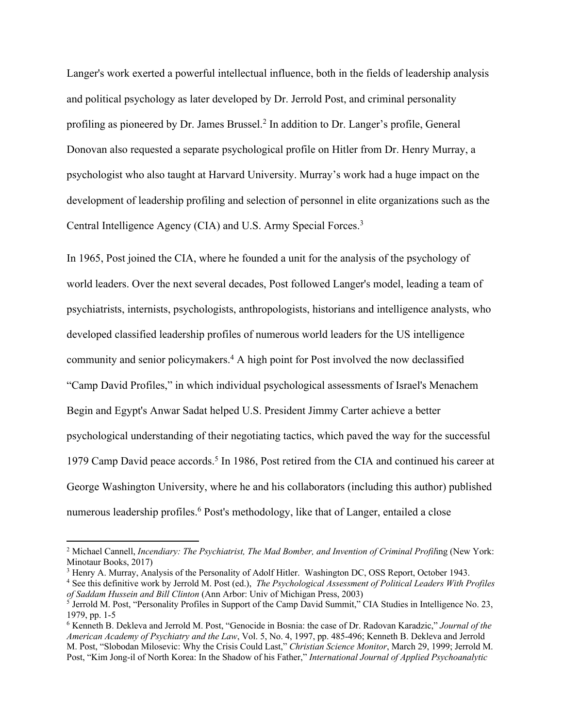Langer's work exerted a powerful intellectual influence, both in the fields of leadership analysis and political psychology as later developed by Dr. Jerrold Post, and criminal personality profiling as pioneered by Dr. James Brussel.[2] In addition to Dr. Langer's profile, General Donovan also requested a separate psychological profile on Hitler from Dr. Henry Murray, a psychologist who also taught at Harvard University. Murray's work had a huge impact on the development of leadership profiling and selection of personnel in elite organizations such as the Central Intelligence Agency (CIA) and U.S. Army Special Forces.[3]

In 1965, Post joined the CIA, where he founded a unit for the analysis of the psychology of world leaders. Over the next several decades, Post followed Langer's model, leading a team of psychiatrists, internists, psychologists, anthropologists, historians and intelligence analysts, who developed classified leadership profiles of numerous world leaders for the US intelligence community and senior policymakers.[4] A high point for Post involved the now declassified "Camp David Profiles," in which individual psychological assessments of Israel's Menachem Begin and Egypt's Anwar Sadat helped U.S. President Jimmy Carter achieve a better psychological understanding of their negotiating tactics, which paved the way for the successful 1979 Camp David peace accords.[5] In 1986, Post retired from the CIA and continued his career at George Washington University, where he and his collaborators (including this author) published numerous leadership profiles.[6] Post's methodology, like that of Langer, entailed a close

---

[2] Michael Cannell, *Incendiary: The Psychiatrist, The Mad Bomber, and Invention of Criminal Profil*ing (New York: Minotaur Books, 2017)

[3] Henry A. Murray, Analysis of the Personality of Adolf Hitler. Washington DC, OSS Report, October 1943.

[4] See this definitive work by Jerrold M. Post (ed.), *The Psychological Assessment of Political Leaders With Profiles of Saddam Hussein and Bill Clinton* (Ann Arbor: Univ of Michigan Press, 2003)

[5] Jerrold M. Post, "Personality Profiles in Support of the Camp David Summit," CIA Studies in Intelligence No. 23, 1979, pp. 1-5

[6] Kenneth B. Dekleva and Jerrold M. Post, "Genocide in Bosnia: the case of Dr. Radovan Karadzic," *Journal of the American Academy of Psychiatry and the Law*, Vol. 5, No. 4, 1997, pp. 485-496; Kenneth B. Dekleva and Jerrold M. Post, "Slobodan Milosevic: Why the Crisis Could Last," *Christian Science Monitor*, March 29, 1999; Jerrold M. Post, "Kim Jong-il of North Korea: In the Shadow of his Father," *International Journal of Applied Psychoanalytic*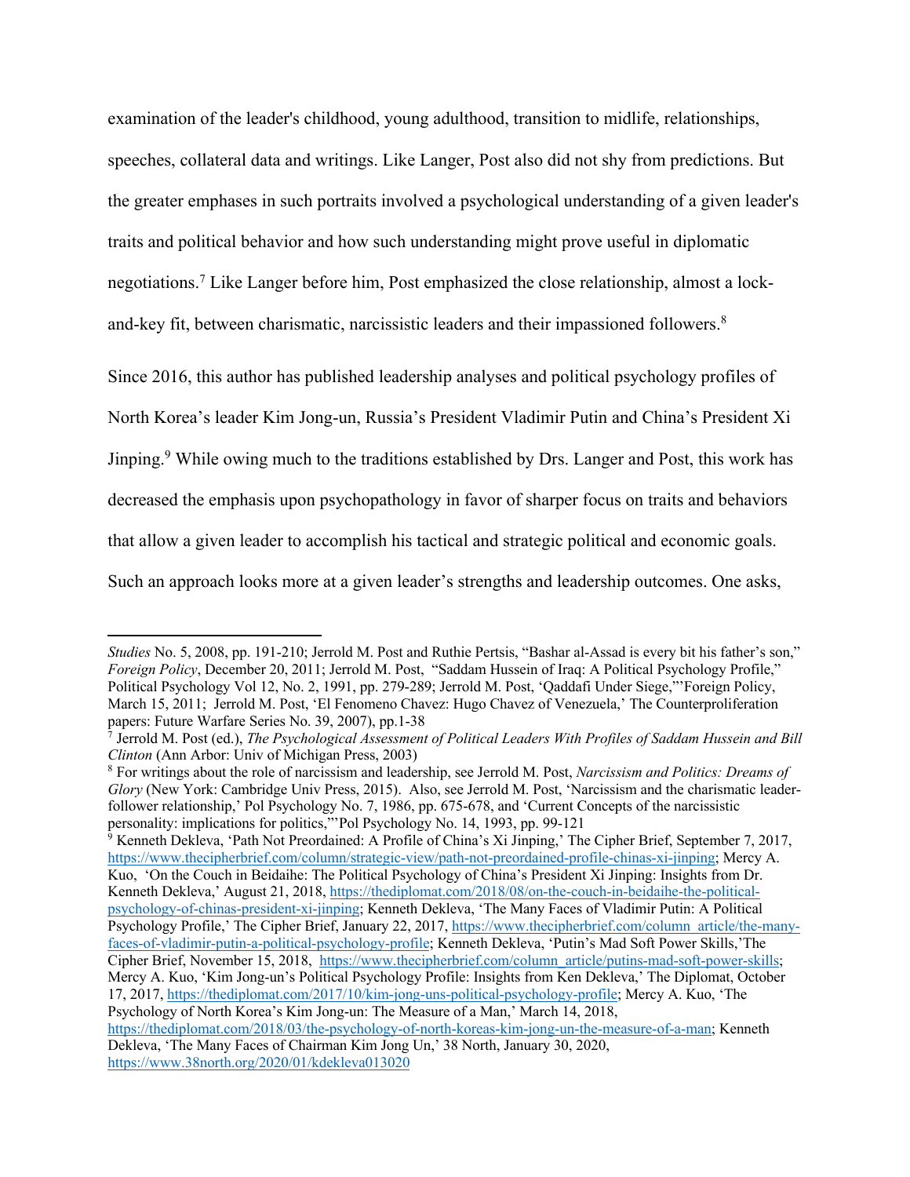examination of the leader's childhood, young adulthood, transition to midlife, relationships, speeches, collateral data and writings. Like Langer, Post also did not shy from predictions. But the greater emphases in such portraits involved a psychological understanding of a given leader's traits and political behavior and how such understanding might prove useful in diplomatic negotiations.[7] Like Langer before him, Post emphasized the close relationship, almost a lock-and-key fit, between charismatic, narcissistic leaders and their impassioned followers.[8]

Since 2016, this author has published leadership analyses and political psychology profiles of North Korea's leader Kim Jong-un, Russia's President Vladimir Putin and China's President Xi Jinping.[9] While owing much to the traditions established by Drs. Langer and Post, this work has decreased the emphasis upon psychopathology in favor of sharper focus on traits and behaviors that allow a given leader to accomplish his tactical and strategic political and economic goals. Such an approach looks more at a given leader's strengths and leadership outcomes. One asks,

---

*Studies* No. 5, 2008, pp. 191-210; Jerrold M. Post and Ruthie Pertsis, "Bashar al-Assad is every bit his father's son," *Foreign Policy*, December 20, 2011; Jerrold M. Post, "Saddam Hussein of Iraq: A Political Psychology Profile," Political Psychology Vol 12, No. 2, 1991, pp. 279-289; Jerrold M. Post, 'Qaddafi Under Siege,"'Foreign Policy, March 15, 2011; Jerrold M. Post, 'El Fenomeno Chavez: Hugo Chavez of Venezuela,' The Counterproliferation papers: Future Warfare Series No. 39, 2007), pp.1-38

[7] Jerrold M. Post (ed.), *The Psychological Assessment of Political Leaders With Profiles of Saddam Hussein and Bill Clinton* (Ann Arbor: Univ of Michigan Press, 2003)

[8] For writings about the role of narcissism and leadership, see Jerrold M. Post, *Narcissism and Politics: Dreams of Glory* (New York: Cambridge Univ Press, 2015). Also, see Jerrold M. Post, 'Narcissism and the charismatic leader-follower relationship,' Pol Psychology No. 7, 1986, pp. 675-678, and 'Current Concepts of the narcissistic personality: implications for politics,"'Pol Psychology No. 14, 1993, pp. 99-121

[9] Kenneth Dekleva, 'Path Not Preordained: A Profile of China's Xi Jinping,' The Cipher Brief, September 7, 2017, https://www.thecipherbrief.com/column/strategic-view/path-not-preordained-profile-chinas-xi-jinping; Mercy A. Kuo, 'On the Couch in Beidaihe: The Political Psychology of China's President Xi Jinping: Insights from Dr. Kenneth Dekleva,' August 21, 2018, https://thediplomat.com/2018/08/on-the-couch-in-beidaihe-the-political-psychology-of-chinas-president-xi-jinping; Kenneth Dekleva, 'The Many Faces of Vladimir Putin: A Political Psychology Profile,' The Cipher Brief, January 22, 2017, https://www.thecipherbrief.com/column_article/the-many-faces-of-vladimir-putin-a-political-psychology-profile; Kenneth Dekleva, 'Putin's Mad Soft Power Skills,'The Cipher Brief, November 15, 2018, https://www.thecipherbrief.com/column_article/putins-mad-soft-power-skills; Mercy A. Kuo, 'Kim Jong-un's Political Psychology Profile: Insights from Ken Dekleva,' The Diplomat, October 17, 2017, https://thediplomat.com/2017/10/kim-jong-uns-political-psychology-profile; Mercy A. Kuo, 'The Psychology of North Korea's Kim Jong-un: The Measure of a Man,' March 14, 2018, https://thediplomat.com/2018/03/the-psychology-of-north-koreas-kim-jong-un-the-measure-of-a-man; Kenneth Dekleva, 'The Many Faces of Chairman Kim Jong Un,' 38 North, January 30, 2020, https://www.38north.org/2020/01/kdekleva013020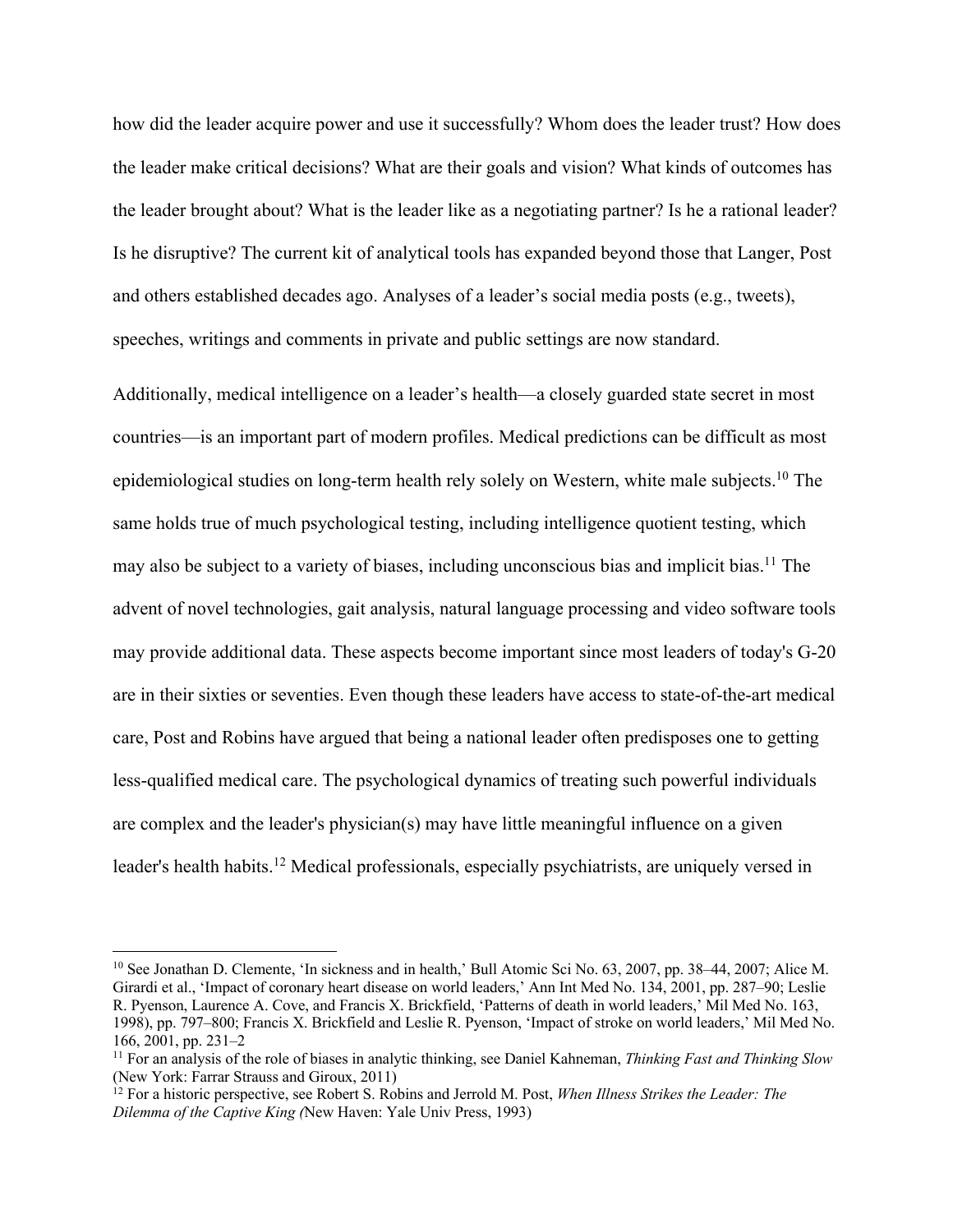how did the leader acquire power and use it successfully? Whom does the leader trust? How does the leader make critical decisions? What are their goals and vision? What kinds of outcomes has the leader brought about? What is the leader like as a negotiating partner? Is he a rational leader? Is he disruptive? The current kit of analytical tools has expanded beyond those that Langer, Post and others established decades ago. Analyses of a leader's social media posts (e.g., tweets), speeches, writings and comments in private and public settings are now standard.

Additionally, medical intelligence on a leader's health—a closely guarded state secret in most countries—is an important part of modern profiles. Medical predictions can be difficult as most epidemiological studies on long-term health rely solely on Western, white male subjects.[10] The same holds true of much psychological testing, including intelligence quotient testing, which may also be subject to a variety of biases, including unconscious bias and implicit bias.[11] The advent of novel technologies, gait analysis, natural language processing and video software tools may provide additional data. These aspects become important since most leaders of today's G-20 are in their sixties or seventies. Even though these leaders have access to state-of-the-art medical care, Post and Robins have argued that being a national leader often predisposes one to getting less-qualified medical care. The psychological dynamics of treating such powerful individuals are complex and the leader's physician(s) may have little meaningful influence on a given leader's health habits.[12] Medical professionals, especially psychiatrists, are uniquely versed in

---

[10] See Jonathan D. Clemente, 'In sickness and in health,' Bull Atomic Sci No. 63, 2007, pp. 38–44, 2007; Alice M. Girardi et al., 'Impact of coronary heart disease on world leaders,' Ann Int Med No. 134, 2001, pp. 287–90; Leslie R. Pyenson, Laurence A. Cove, and Francis X. Brickfield, 'Patterns of death in world leaders,' Mil Med No. 163, 1998), pp. 797–800; Francis X. Brickfield and Leslie R. Pyenson, 'Impact of stroke on world leaders,' Mil Med No. 166, 2001, pp. 231–2

[11] For an analysis of the role of biases in analytic thinking, see Daniel Kahneman, *Thinking Fast and Thinking Slow* (New York: Farrar Strauss and Giroux, 2011)

[12] For a historic perspective, see Robert S. Robins and Jerrold M. Post, *When Illness Strikes the Leader: The Dilemma of the Captive King (*New Haven: Yale Univ Press, 1993)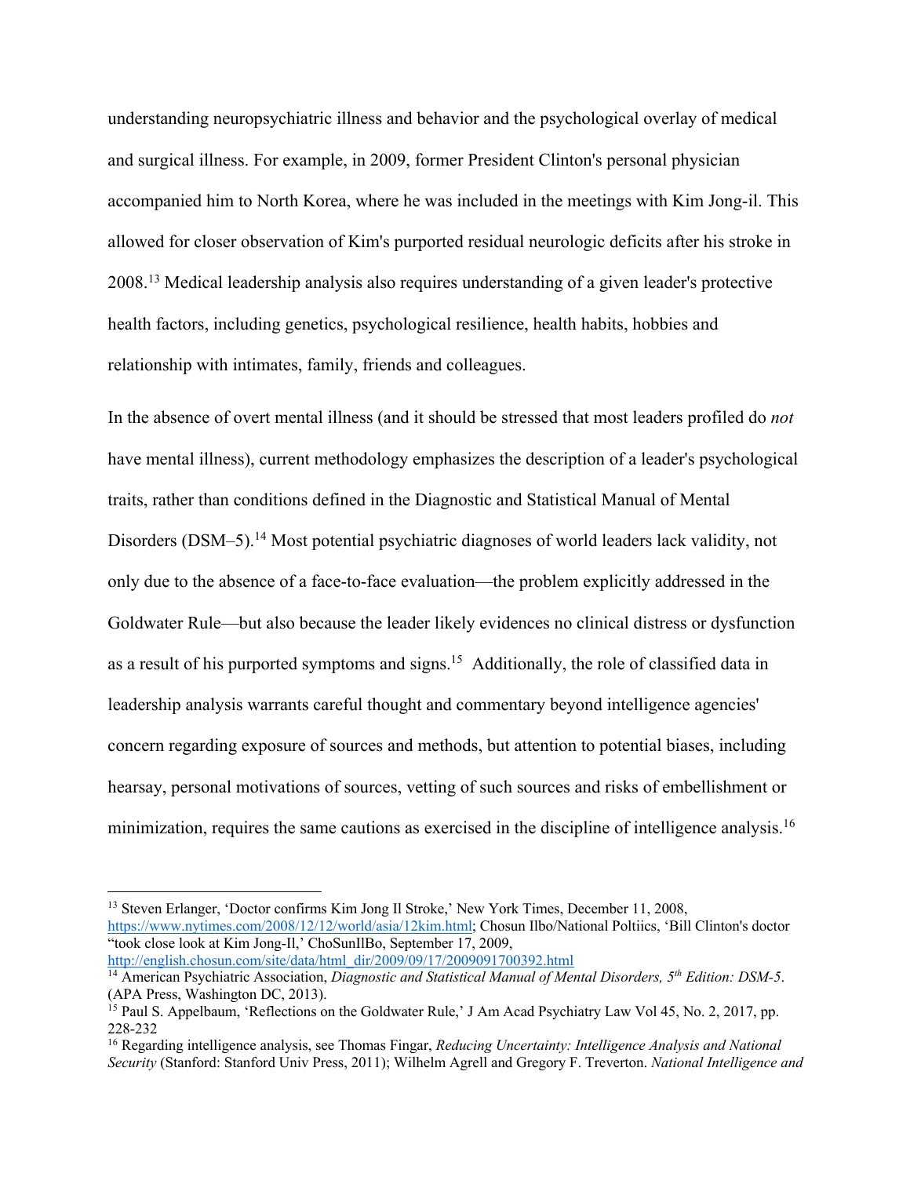understanding neuropsychiatric illness and behavior and the psychological overlay of medical and surgical illness. For example, in 2009, former President Clinton's personal physician accompanied him to North Korea, where he was included in the meetings with Kim Jong-il. This allowed for closer observation of Kim's purported residual neurologic deficits after his stroke in 2008.[13] Medical leadership analysis also requires understanding of a given leader's protective health factors, including genetics, psychological resilience, health habits, hobbies and relationship with intimates, family, friends and colleagues.

In the absence of overt mental illness (and it should be stressed that most leaders profiled do *not* have mental illness), current methodology emphasizes the description of a leader's psychological traits, rather than conditions defined in the Diagnostic and Statistical Manual of Mental Disorders (DSM–5).[14] Most potential psychiatric diagnoses of world leaders lack validity, not only due to the absence of a face-to-face evaluation—the problem explicitly addressed in the Goldwater Rule—but also because the leader likely evidences no clinical distress or dysfunction as a result of his purported symptoms and signs.[15] Additionally, the role of classified data in leadership analysis warrants careful thought and commentary beyond intelligence agencies' concern regarding exposure of sources and methods, but attention to potential biases, including hearsay, personal motivations of sources, vetting of such sources and risks of embellishment or minimization, requires the same cautions as exercised in the discipline of intelligence analysis.[16]

---

[13] Steven Erlanger, 'Doctor confirms Kim Jong Il Stroke,' New York Times, December 11, 2008, https://www.nytimes.com/2008/12/12/world/asia/12kim.html; Chosun Ilbo/National Poltiics, 'Bill Clinton's doctor "took close look at Kim Jong-Il,' ChoSunIlBo, September 17, 2009, http://english.chosun.com/site/data/html_dir/2009/09/17/2009091700392.html

[14] American Psychiatric Association, *Diagnostic and Statistical Manual of Mental Disorders, 5th Edition: DSM-5*. (APA Press, Washington DC, 2013).

[15] Paul S. Appelbaum, 'Reflections on the Goldwater Rule,' J Am Acad Psychiatry Law Vol 45, No. 2, 2017, pp. 228-232

[16] Regarding intelligence analysis, see Thomas Fingar, *Reducing Uncertainty: Intelligence Analysis and National Security* (Stanford: Stanford Univ Press, 2011); Wilhelm Agrell and Gregory F. Treverton. *National Intelligence and*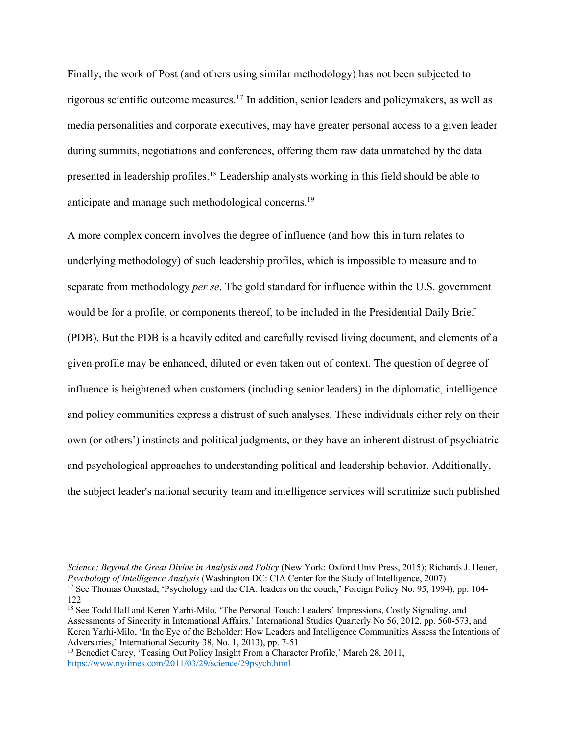Finally, the work of Post (and others using similar methodology) has not been subjected to rigorous scientific outcome measures.[17] In addition, senior leaders and policymakers, as well as media personalities and corporate executives, may have greater personal access to a given leader during summits, negotiations and conferences, offering them raw data unmatched by the data presented in leadership profiles.[18] Leadership analysts working in this field should be able to anticipate and manage such methodological concerns.[19]

A more complex concern involves the degree of influence (and how this in turn relates to underlying methodology) of such leadership profiles, which is impossible to measure and to separate from methodology *per se*. The gold standard for influence within the U.S. government would be for a profile, or components thereof, to be included in the Presidential Daily Brief (PDB). But the PDB is a heavily edited and carefully revised living document, and elements of a given profile may be enhanced, diluted or even taken out of context. The question of degree of influence is heightened when customers (including senior leaders) in the diplomatic, intelligence and policy communities express a distrust of such analyses. These individuals either rely on their own (or others') instincts and political judgments, or they have an inherent distrust of psychiatric and psychological approaches to understanding political and leadership behavior. Additionally, the subject leader's national security team and intelligence services will scrutinize such published

---

*Science: Beyond the Great Divide in Analysis and Policy* (New York: Oxford Univ Press, 2015); Richards J. Heuer, *Psychology of Intelligence Analysis* (Washington DC: CIA Center for the Study of Intelligence, 2007)

[17] See Thomas Omestad, 'Psychology and the CIA: leaders on the couch,' Foreign Policy No. 95, 1994), pp. 104-122

[18] See Todd Hall and Keren Yarhi-Milo, 'The Personal Touch: Leaders' Impressions, Costly Signaling, and Assessments of Sincerity in International Affairs,' International Studies Quarterly No 56, 2012, pp. 560-573, and Keren Yarhi-Milo, 'In the Eye of the Beholder: How Leaders and Intelligence Communities Assess the Intentions of Adversaries,' International Security 38, No. 1, 2013), pp. 7-51

[19] Benedict Carey, 'Teasing Out Policy Insight From a Character Profile,' March 28, 2011, https://www.nytimes.com/2011/03/29/science/29psych.html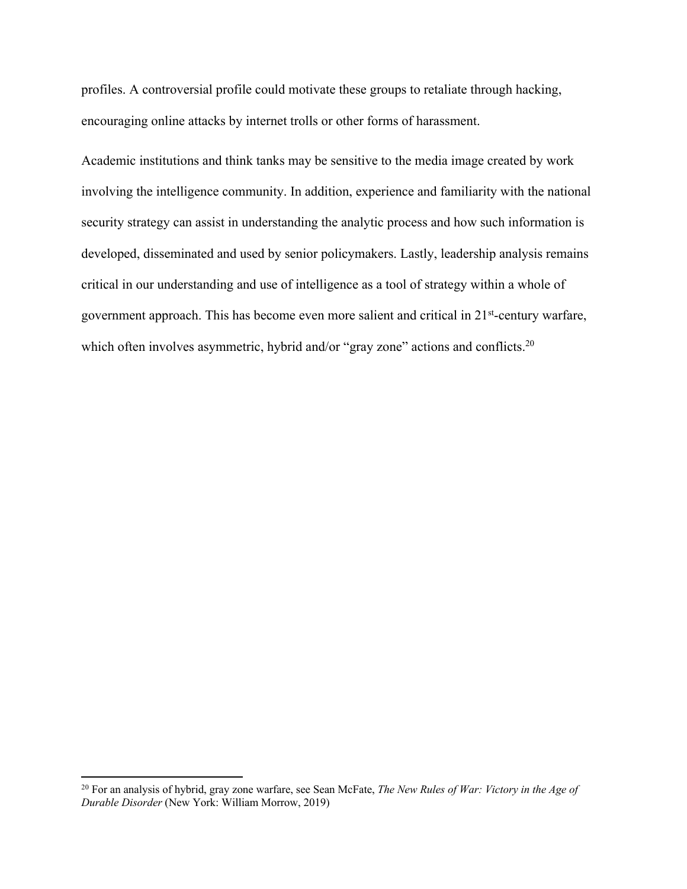profiles. A controversial profile could motivate these groups to retaliate through hacking, encouraging online attacks by internet trolls or other forms of harassment.

Academic institutions and think tanks may be sensitive to the media image created by work involving the intelligence community. In addition, experience and familiarity with the national security strategy can assist in understanding the analytic process and how such information is developed, disseminated and used by senior policymakers. Lastly, leadership analysis remains critical in our understanding and use of intelligence as a tool of strategy within a whole of government approach. This has become even more salient and critical in 21st-century warfare, which often involves asymmetric, hybrid and/or "gray zone" actions and conflicts.[20]

---

[20] For an analysis of hybrid, gray zone warfare, see Sean McFate, *The New Rules of War: Victory in the Age of Durable Disorder* (New York: William Morrow, 2019)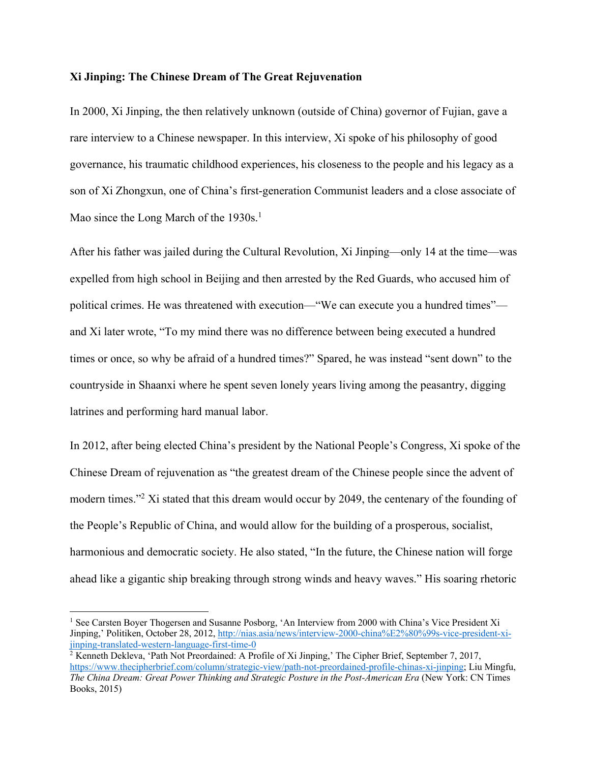**Xi Jinping: The Chinese Dream of The Great Rejuvenation**

In 2000, Xi Jinping, the then relatively unknown (outside of China) governor of Fujian, gave a rare interview to a Chinese newspaper. In this interview, Xi spoke of his philosophy of good governance, his traumatic childhood experiences, his closeness to the people and his legacy as a son of Xi Zhongxun, one of China's first-generation Communist leaders and a close associate of Mao since the Long March of the 1930s.[1]

After his father was jailed during the Cultural Revolution, Xi Jinping—only 14 at the time—was expelled from high school in Beijing and then arrested by the Red Guards, who accused him of political crimes. He was threatened with execution—"We can execute you a hundred times"—and Xi later wrote, "To my mind there was no difference between being executed a hundred times or once, so why be afraid of a hundred times?" Spared, he was instead "sent down" to the countryside in Shaanxi where he spent seven lonely years living among the peasantry, digging latrines and performing hard manual labor.

In 2012, after being elected China's president by the National People's Congress, Xi spoke of the Chinese Dream of rejuvenation as "the greatest dream of the Chinese people since the advent of modern times."[2] Xi stated that this dream would occur by 2049, the centenary of the founding of the People's Republic of China, and would allow for the building of a prosperous, socialist, harmonious and democratic society. He also stated, "In the future, the Chinese nation will forge ahead like a gigantic ship breaking through strong winds and heavy waves." His soaring rhetoric

---

[1] See Carsten Boyer Thogersen and Susanne Posborg, 'An Interview from 2000 with China's Vice President Xi Jinping,' Politiken, October 28, 2012, http://nias.asia/news/interview-2000-china%E2%80%99s-vice-president-xi-jinping-translated-western-language-first-time-0

[2] Kenneth Dekleva, 'Path Not Preordained: A Profile of Xi Jinping,' The Cipher Brief, September 7, 2017, https://www.thecipherbrief.com/column/strategic-view/path-not-preordained-profile-chinas-xi-jinping; Liu Mingfu, *The China Dream: Great Power Thinking and Strategic Posture in the Post-American Era* (New York: CN Times Books, 2015)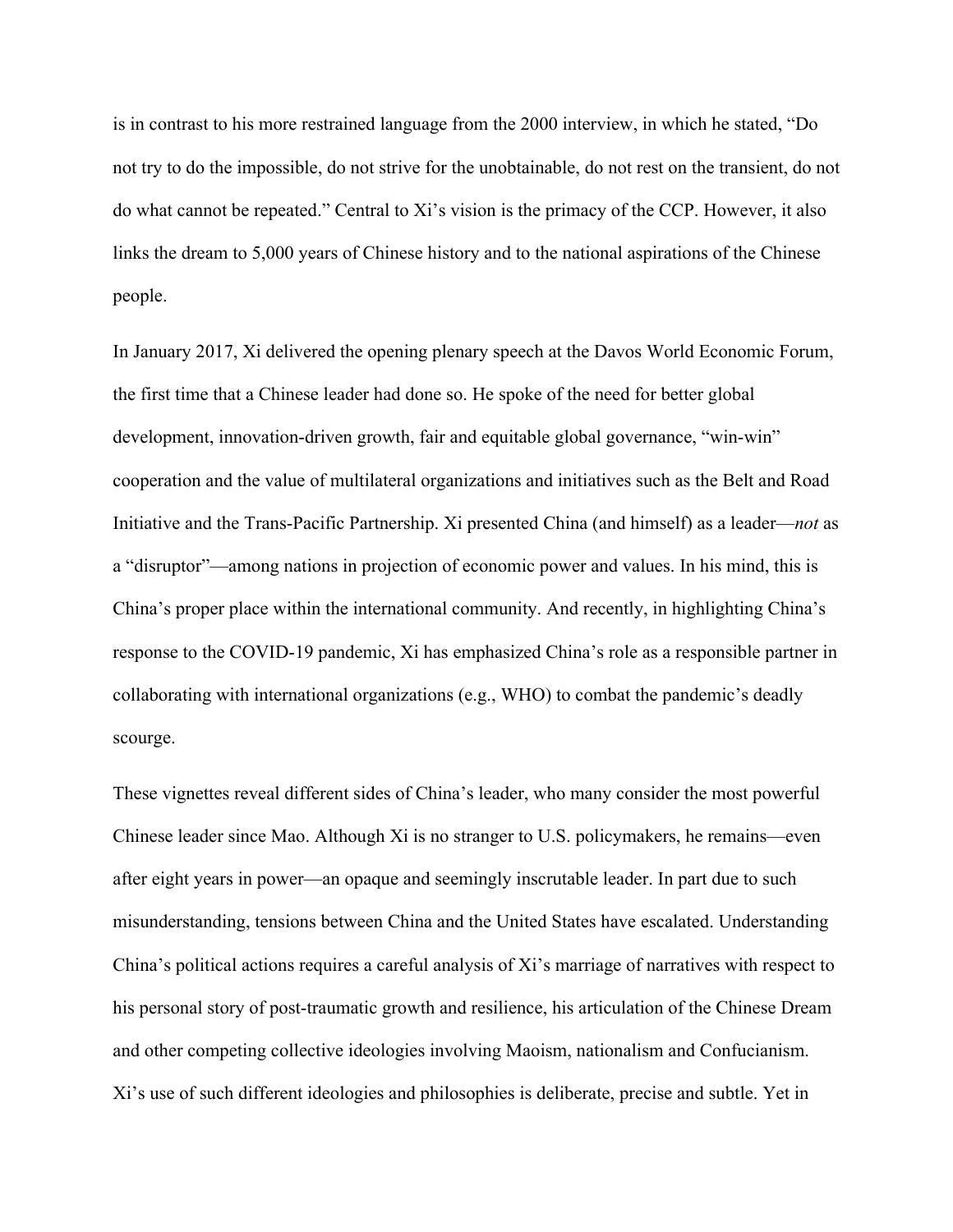is in contrast to his more restrained language from the 2000 interview, in which he stated, "Do not try to do the impossible, do not strive for the unobtainable, do not rest on the transient, do not do what cannot be repeated." Central to Xi's vision is the primacy of the CCP. However, it also links the dream to 5,000 years of Chinese history and to the national aspirations of the Chinese people.

In January 2017, Xi delivered the opening plenary speech at the Davos World Economic Forum, the first time that a Chinese leader had done so. He spoke of the need for better global development, innovation-driven growth, fair and equitable global governance, "win-win" cooperation and the value of multilateral organizations and initiatives such as the Belt and Road Initiative and the Trans-Pacific Partnership. Xi presented China (and himself) as a leader—*not* as a "disruptor"—among nations in projection of economic power and values. In his mind, this is China's proper place within the international community. And recently, in highlighting China's response to the COVID-19 pandemic, Xi has emphasized China's role as a responsible partner in collaborating with international organizations (e.g., WHO) to combat the pandemic's deadly scourge.

These vignettes reveal different sides of China's leader, who many consider the most powerful Chinese leader since Mao. Although Xi is no stranger to U.S. policymakers, he remains—even after eight years in power—an opaque and seemingly inscrutable leader. In part due to such misunderstanding, tensions between China and the United States have escalated. Understanding China's political actions requires a careful analysis of Xi's marriage of narratives with respect to his personal story of post-traumatic growth and resilience, his articulation of the Chinese Dream and other competing collective ideologies involving Maoism, nationalism and Confucianism. Xi's use of such different ideologies and philosophies is deliberate, precise and subtle. Yet in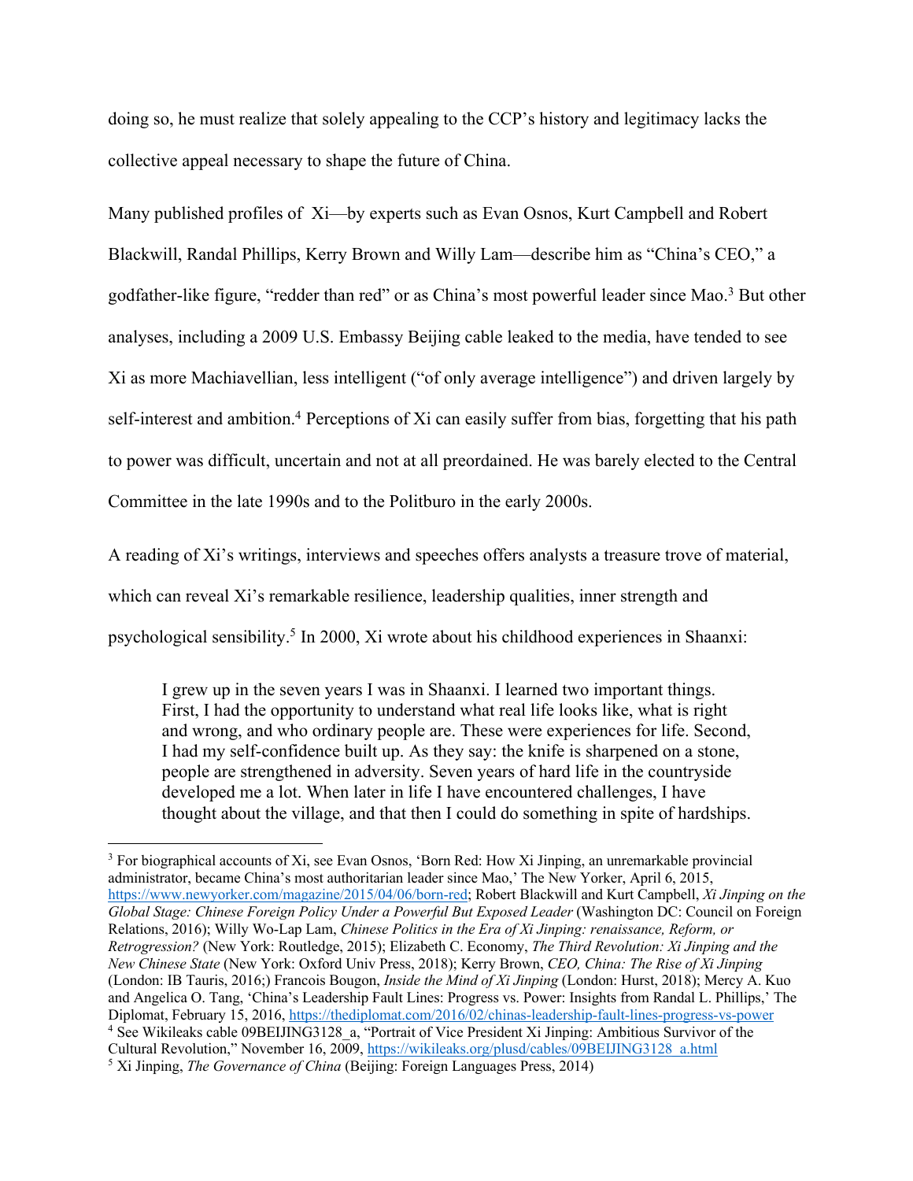doing so, he must realize that solely appealing to the CCP's history and legitimacy lacks the collective appeal necessary to shape the future of China.

Many published profiles of Xi—by experts such as Evan Osnos, Kurt Campbell and Robert Blackwill, Randal Phillips, Kerry Brown and Willy Lam—describe him as "China's CEO," a godfather-like figure, "redder than red" or as China's most powerful leader since Mao.[3] But other analyses, including a 2009 U.S. Embassy Beijing cable leaked to the media, have tended to see Xi as more Machiavellian, less intelligent ("of only average intelligence") and driven largely by self-interest and ambition.[4] Perceptions of Xi can easily suffer from bias, forgetting that his path to power was difficult, uncertain and not at all preordained. He was barely elected to the Central Committee in the late 1990s and to the Politburo in the early 2000s.

A reading of Xi's writings, interviews and speeches offers analysts a treasure trove of material, which can reveal Xi's remarkable resilience, leadership qualities, inner strength and psychological sensibility.[5] In 2000, Xi wrote about his childhood experiences in Shaanxi:

> I grew up in the seven years I was in Shaanxi. I learned two important things. First, I had the opportunity to understand what real life looks like, what is right and wrong, and who ordinary people are. These were experiences for life. Second, I had my self-confidence built up. As they say: the knife is sharpened on a stone, people are strengthened in adversity. Seven years of hard life in the countryside developed me a lot. When later in life I have encountered challenges, I have thought about the village, and that then I could do something in spite of hardships.

---

[3] For biographical accounts of Xi, see Evan Osnos, 'Born Red: How Xi Jinping, an unremarkable provincial administrator, became China's most authoritarian leader since Mao,' The New Yorker, April 6, 2015, https://www.newyorker.com/magazine/2015/04/06/born-red; Robert Blackwill and Kurt Campbell, *Xi Jinping on the Global Stage: Chinese Foreign Policy Under a Powerful But Exposed Leader* (Washington DC: Council on Foreign Relations, 2016); Willy Wo-Lap Lam, *Chinese Politics in the Era of Xi Jinping: renaissance, Reform, or Retrogression?* (New York: Routledge, 2015); Elizabeth C. Economy, *The Third Revolution: Xi Jinping and the New Chinese State* (New York: Oxford Univ Press, 2018); Kerry Brown, *CEO, China: The Rise of Xi Jinping* (London: IB Tauris, 2016;) Francois Bougon, *Inside the Mind of Xi Jinping* (London: Hurst, 2018); Mercy A. Kuo and Angelica O. Tang, 'China's Leadership Fault Lines: Progress vs. Power: Insights from Randal L. Phillips,' The Diplomat, February 15, 2016, https://thediplomat.com/2016/02/chinas-leadership-fault-lines-progress-vs-power

[4] See Wikileaks cable 09BEIJING3128_a, "Portrait of Vice President Xi Jinping: Ambitious Survivor of the Cultural Revolution," November 16, 2009, https://wikileaks.org/plusd/cables/09BEIJING3128_a.html

[5] Xi Jinping, *The Governance of China* (Beijing: Foreign Languages Press, 2014)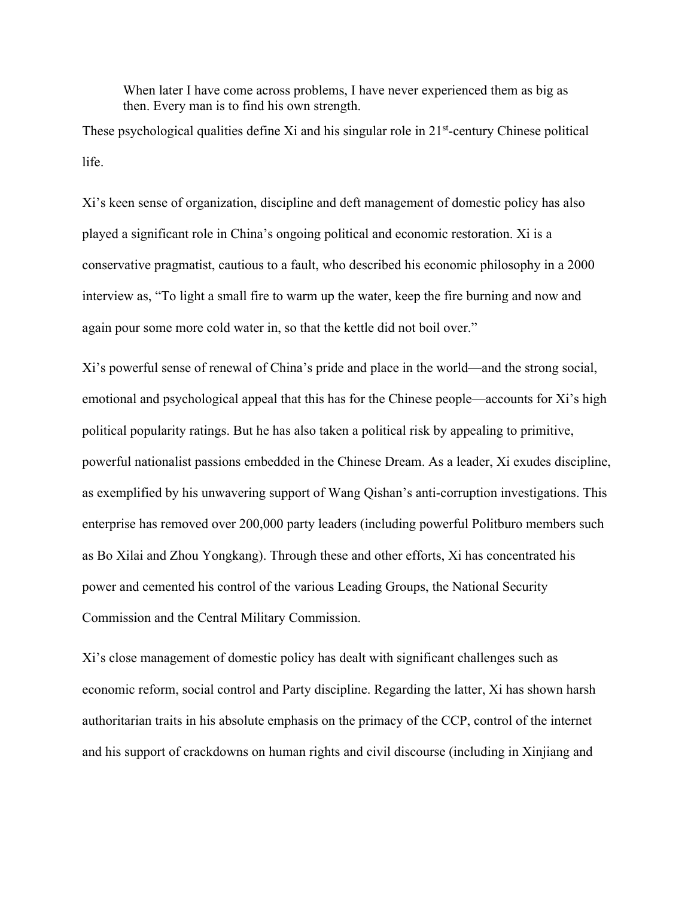> When later I have come across problems, I have never experienced them as big as then. Every man is to find his own strength.

These psychological qualities define Xi and his singular role in 21st-century Chinese political life.

Xi's keen sense of organization, discipline and deft management of domestic policy has also played a significant role in China's ongoing political and economic restoration. Xi is a conservative pragmatist, cautious to a fault, who described his economic philosophy in a 2000 interview as, "To light a small fire to warm up the water, keep the fire burning and now and again pour some more cold water in, so that the kettle did not boil over."

Xi's powerful sense of renewal of China's pride and place in the world—and the strong social, emotional and psychological appeal that this has for the Chinese people—accounts for Xi's high political popularity ratings. But he has also taken a political risk by appealing to primitive, powerful nationalist passions embedded in the Chinese Dream. As a leader, Xi exudes discipline, as exemplified by his unwavering support of Wang Qishan's anti-corruption investigations. This enterprise has removed over 200,000 party leaders (including powerful Politburo members such as Bo Xilai and Zhou Yongkang). Through these and other efforts, Xi has concentrated his power and cemented his control of the various Leading Groups, the National Security Commission and the Central Military Commission.

Xi's close management of domestic policy has dealt with significant challenges such as economic reform, social control and Party discipline. Regarding the latter, Xi has shown harsh authoritarian traits in his absolute emphasis on the primacy of the CCP, control of the internet and his support of crackdowns on human rights and civil discourse (including in Xinjiang and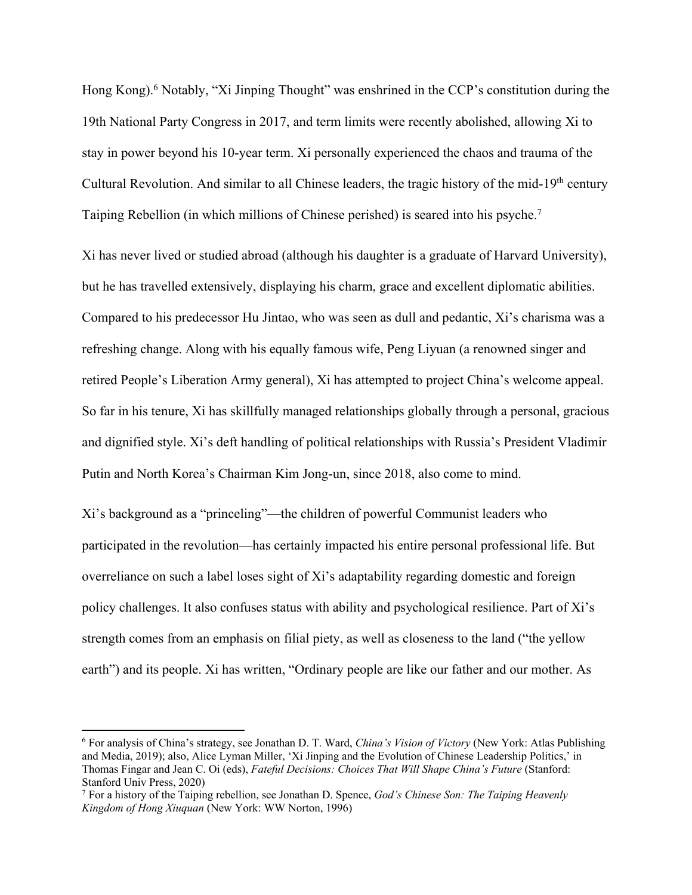Hong Kong).[6] Notably, "Xi Jinping Thought" was enshrined in the CCP's constitution during the 19th National Party Congress in 2017, and term limits were recently abolished, allowing Xi to stay in power beyond his 10-year term. Xi personally experienced the chaos and trauma of the Cultural Revolution. And similar to all Chinese leaders, the tragic history of the mid-19th century Taiping Rebellion (in which millions of Chinese perished) is seared into his psyche.[7]

Xi has never lived or studied abroad (although his daughter is a graduate of Harvard University), but he has travelled extensively, displaying his charm, grace and excellent diplomatic abilities. Compared to his predecessor Hu Jintao, who was seen as dull and pedantic, Xi's charisma was a refreshing change. Along with his equally famous wife, Peng Liyuan (a renowned singer and retired People's Liberation Army general), Xi has attempted to project China's welcome appeal. So far in his tenure, Xi has skillfully managed relationships globally through a personal, gracious and dignified style. Xi's deft handling of political relationships with Russia's President Vladimir Putin and North Korea's Chairman Kim Jong-un, since 2018, also come to mind.

Xi's background as a "princeling"—the children of powerful Communist leaders who participated in the revolution—has certainly impacted his entire personal professional life. But overreliance on such a label loses sight of Xi's adaptability regarding domestic and foreign policy challenges. It also confuses status with ability and psychological resilience. Part of Xi's strength comes from an emphasis on filial piety, as well as closeness to the land ("the yellow earth") and its people. Xi has written, "Ordinary people are like our father and our mother. As

---

[6] For analysis of China's strategy, see Jonathan D. T. Ward, *China's Vision of Victory* (New York: Atlas Publishing and Media, 2019); also, Alice Lyman Miller, 'Xi Jinping and the Evolution of Chinese Leadership Politics,' in Thomas Fingar and Jean C. Oi (eds), *Fateful Decisions: Choices That Will Shape China's Future* (Stanford: Stanford Univ Press, 2020)

[7] For a history of the Taiping rebellion, see Jonathan D. Spence, *God's Chinese Son: The Taiping Heavenly Kingdom of Hong Xiuquan* (New York: WW Norton, 1996)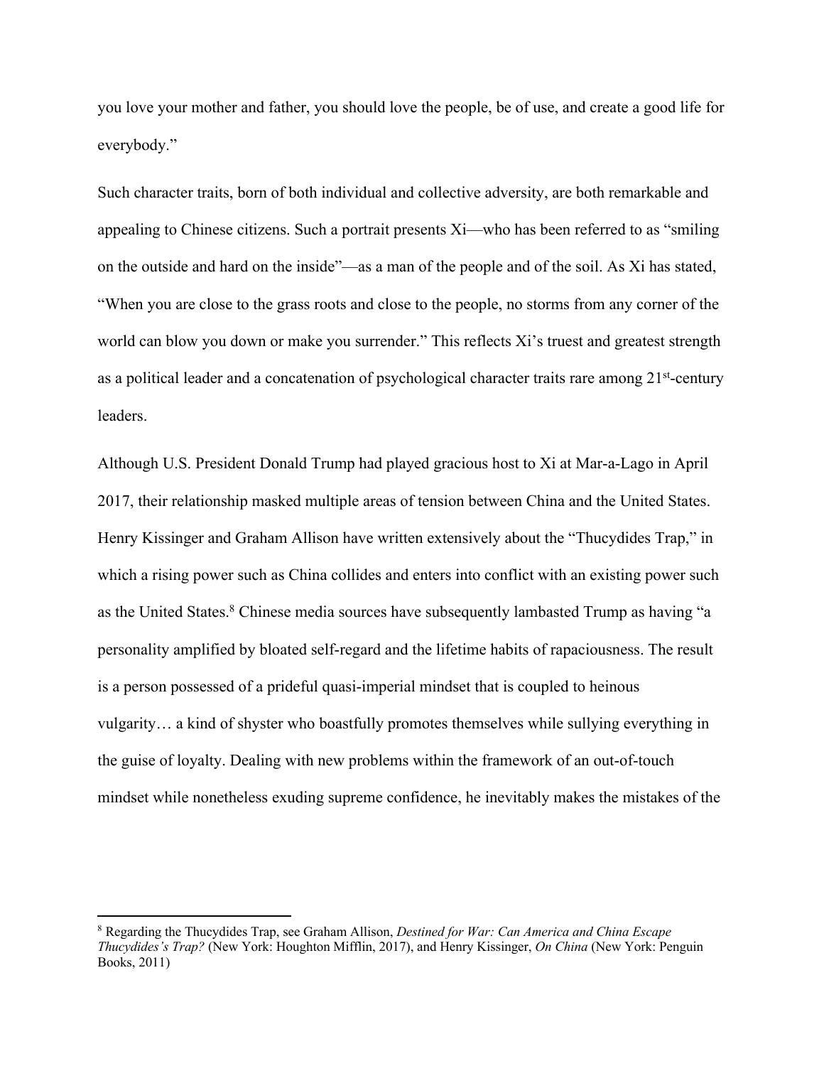you love your mother and father, you should love the people, be of use, and create a good life for everybody."

Such character traits, born of both individual and collective adversity, are both remarkable and appealing to Chinese citizens. Such a portrait presents Xi—who has been referred to as "smiling on the outside and hard on the inside"—as a man of the people and of the soil. As Xi has stated, "When you are close to the grass roots and close to the people, no storms from any corner of the world can blow you down or make you surrender." This reflects Xi's truest and greatest strength as a political leader and a concatenation of psychological character traits rare among 21st-century leaders.

Although U.S. President Donald Trump had played gracious host to Xi at Mar-a-Lago in April 2017, their relationship masked multiple areas of tension between China and the United States. Henry Kissinger and Graham Allison have written extensively about the "Thucydides Trap," in which a rising power such as China collides and enters into conflict with an existing power such as the United States.[8] Chinese media sources have subsequently lambasted Trump as having "a personality amplified by bloated self-regard and the lifetime habits of rapaciousness. The result is a person possessed of a prideful quasi-imperial mindset that is coupled to heinous vulgarity… a kind of shyster who boastfully promotes themselves while sullying everything in the guise of loyalty. Dealing with new problems within the framework of an out-of-touch mindset while nonetheless exuding supreme confidence, he inevitably makes the mistakes of the

---

[8] Regarding the Thucydides Trap, see Graham Allison, *Destined for War: Can America and China Escape Thucydides's Trap?* (New York: Houghton Mifflin, 2017), and Henry Kissinger, *On China* (New York: Penguin Books, 2011)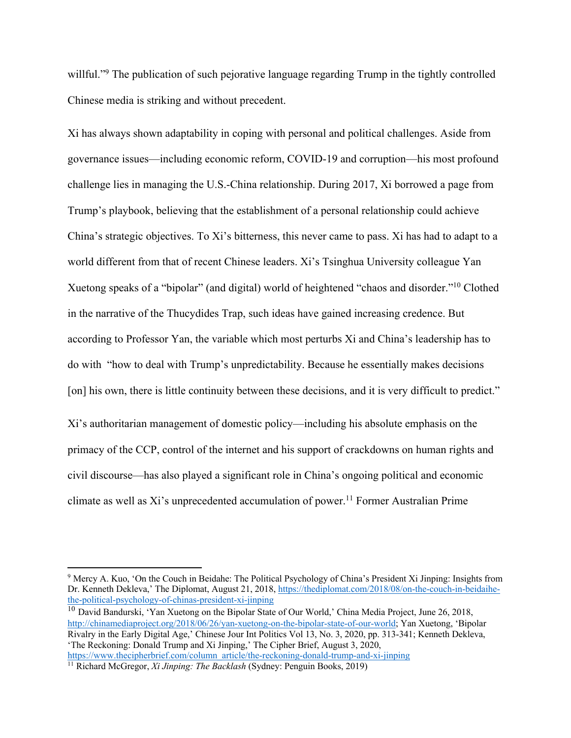willful."[9] The publication of such pejorative language regarding Trump in the tightly controlled Chinese media is striking and without precedent.

Xi has always shown adaptability in coping with personal and political challenges. Aside from governance issues—including economic reform, COVID-19 and corruption—his most profound challenge lies in managing the U.S.-China relationship. During 2017, Xi borrowed a page from Trump's playbook, believing that the establishment of a personal relationship could achieve China's strategic objectives. To Xi's bitterness, this never came to pass. Xi has had to adapt to a world different from that of recent Chinese leaders. Xi's Tsinghua University colleague Yan Xuetong speaks of a "bipolar" (and digital) world of heightened "chaos and disorder."[10] Clothed in the narrative of the Thucydides Trap, such ideas have gained increasing credence. But according to Professor Yan, the variable which most perturbs Xi and China's leadership has to do with "how to deal with Trump's unpredictability. Because he essentially makes decisions [on] his own, there is little continuity between these decisions, and it is very difficult to predict."

Xi's authoritarian management of domestic policy—including his absolute emphasis on the primacy of the CCP, control of the internet and his support of crackdowns on human rights and civil discourse—has also played a significant role in China's ongoing political and economic climate as well as Xi's unprecedented accumulation of power.[11] Former Australian Prime

---

[9] Mercy A. Kuo, 'On the Couch in Beidahe: The Political Psychology of China's President Xi Jinping: Insights from Dr. Kenneth Dekleva,' The Diplomat, August 21, 2018, https://thediplomat.com/2018/08/on-the-couch-in-beidaihe-the-political-psychology-of-chinas-president-xi-jinping

[10] David Bandurski, 'Yan Xuetong on the Bipolar State of Our World,' China Media Project, June 26, 2018, http://chinamediaproject.org/2018/06/26/yan-xuetong-on-the-bipolar-state-of-our-world; Yan Xuetong, 'Bipolar Rivalry in the Early Digital Age,' Chinese Jour Int Politics Vol 13, No. 3, 2020, pp. 313-341; Kenneth Dekleva, 'The Reckoning: Donald Trump and Xi Jinping,' The Cipher Brief, August 3, 2020, https://www.thecipherbrief.com/column_article/the-reckoning-donald-trump-and-xi-jinping

[11] Richard McGregor, *Xi Jinping: The Backlash* (Sydney: Penguin Books, 2019)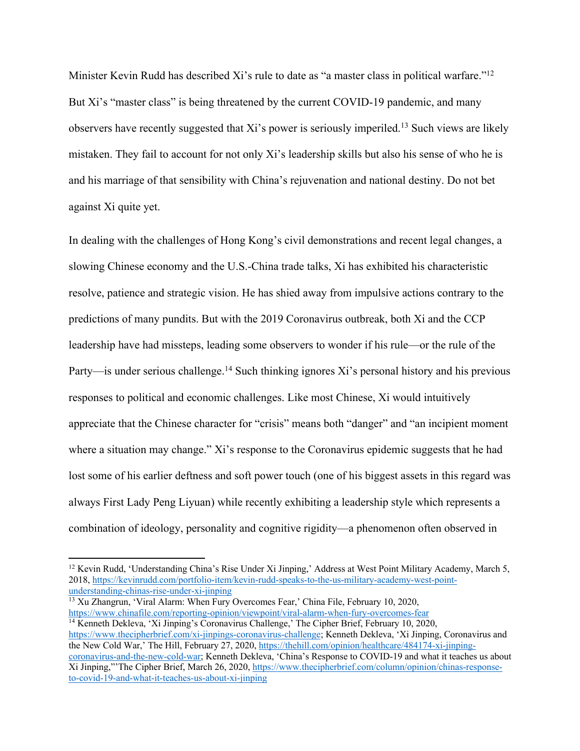Minister Kevin Rudd has described Xi's rule to date as "a master class in political warfare."[12] But Xi's "master class" is being threatened by the current COVID-19 pandemic, and many observers have recently suggested that Xi's power is seriously imperiled.[13] Such views are likely mistaken. They fail to account for not only Xi's leadership skills but also his sense of who he is and his marriage of that sensibility with China's rejuvenation and national destiny. Do not bet against Xi quite yet.

In dealing with the challenges of Hong Kong's civil demonstrations and recent legal changes, a slowing Chinese economy and the U.S.-China trade talks, Xi has exhibited his characteristic resolve, patience and strategic vision. He has shied away from impulsive actions contrary to the predictions of many pundits. But with the 2019 Coronavirus outbreak, both Xi and the CCP leadership have had missteps, leading some observers to wonder if his rule—or the rule of the Party—is under serious challenge.[14] Such thinking ignores Xi's personal history and his previous responses to political and economic challenges. Like most Chinese, Xi would intuitively appreciate that the Chinese character for "crisis" means both "danger" and "an incipient moment where a situation may change." Xi's response to the Coronavirus epidemic suggests that he had lost some of his earlier deftness and soft power touch (one of his biggest assets in this regard was always First Lady Peng Liyuan) while recently exhibiting a leadership style which represents a combination of ideology, personality and cognitive rigidity—a phenomenon often observed in

---

[12] Kevin Rudd, 'Understanding China's Rise Under Xi Jinping,' Address at West Point Military Academy, March 5, 2018, https://kevinrudd.com/portfolio-item/kevin-rudd-speaks-to-the-us-military-academy-west-point-understanding-chinas-rise-under-xi-jinping

[13] Xu Zhangrun, 'Viral Alarm: When Fury Overcomes Fear,' China File, February 10, 2020, https://www.chinafile.com/reporting-opinion/viewpoint/viral-alarm-when-fury-overcomes-fear

[14] Kenneth Dekleva, 'Xi Jinping's Coronavirus Challenge,' The Cipher Brief, February 10, 2020, https://www.thecipherbrief.com/xi-jinpings-coronavirus-challenge; Kenneth Dekleva, 'Xi Jinping, Coronavirus and the New Cold War,' The Hill, February 27, 2020, https://thehill.com/opinion/healthcare/484174-xi-jinping-coronavirus-and-the-new-cold-war; Kenneth Dekleva, 'China's Response to COVID-19 and what it teaches us about Xi Jinping,"'The Cipher Brief, March 26, 2020, https://www.thecipherbrief.com/column/opinion/chinas-response-to-covid-19-and-what-it-teaches-us-about-xi-jinping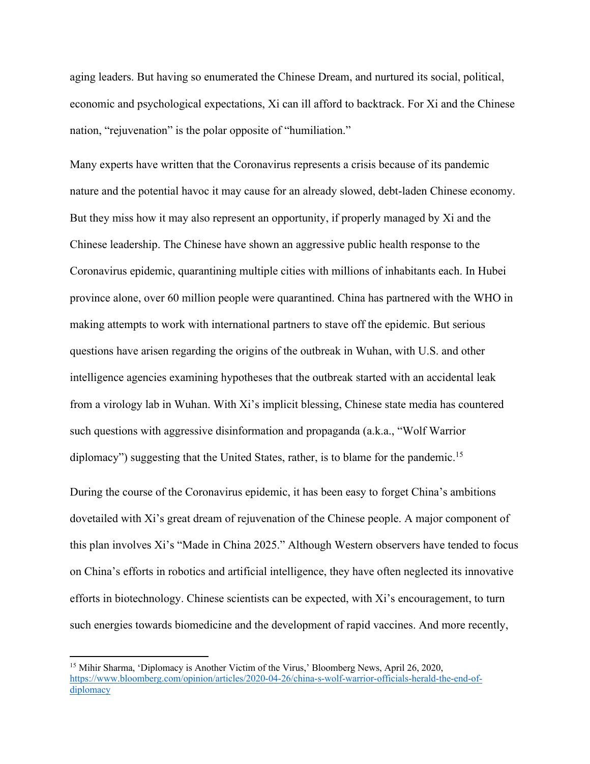aging leaders. But having so enumerated the Chinese Dream, and nurtured its social, political, economic and psychological expectations, Xi can ill afford to backtrack. For Xi and the Chinese nation, "rejuvenation" is the polar opposite of "humiliation."

Many experts have written that the Coronavirus represents a crisis because of its pandemic nature and the potential havoc it may cause for an already slowed, debt-laden Chinese economy. But they miss how it may also represent an opportunity, if properly managed by Xi and the Chinese leadership. The Chinese have shown an aggressive public health response to the Coronavirus epidemic, quarantining multiple cities with millions of inhabitants each. In Hubei province alone, over 60 million people were quarantined. China has partnered with the WHO in making attempts to work with international partners to stave off the epidemic. But serious questions have arisen regarding the origins of the outbreak in Wuhan, with U.S. and other intelligence agencies examining hypotheses that the outbreak started with an accidental leak from a virology lab in Wuhan. With Xi's implicit blessing, Chinese state media has countered such questions with aggressive disinformation and propaganda (a.k.a., "Wolf Warrior diplomacy") suggesting that the United States, rather, is to blame for the pandemic.[15]

During the course of the Coronavirus epidemic, it has been easy to forget China's ambitions dovetailed with Xi's great dream of rejuvenation of the Chinese people. A major component of this plan involves Xi's "Made in China 2025." Although Western observers have tended to focus on China's efforts in robotics and artificial intelligence, they have often neglected its innovative efforts in biotechnology. Chinese scientists can be expected, with Xi's encouragement, to turn such energies towards biomedicine and the development of rapid vaccines. And more recently,

[15] Mihir Sharma, 'Diplomacy is Another Victim of the Virus,' Bloomberg News, April 26, 2020, https://www.bloomberg.com/opinion/articles/2020-04-26/china-s-wolf-warrior-officials-herald-the-end-of-diplomacy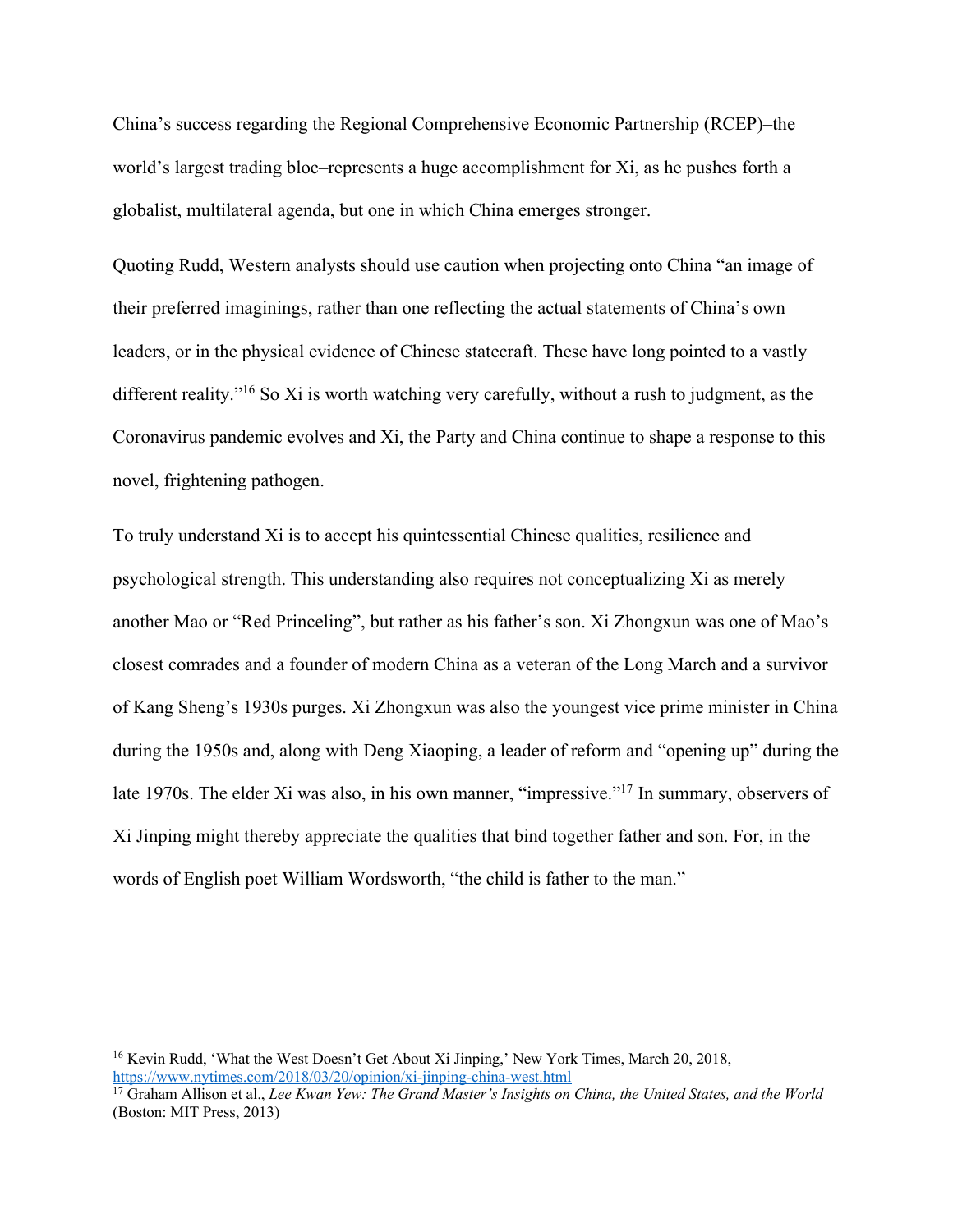China's success regarding the Regional Comprehensive Economic Partnership (RCEP)–the world's largest trading bloc–represents a huge accomplishment for Xi, as he pushes forth a globalist, multilateral agenda, but one in which China emerges stronger.

Quoting Rudd, Western analysts should use caution when projecting onto China "an image of their preferred imaginings, rather than one reflecting the actual statements of China's own leaders, or in the physical evidence of Chinese statecraft. These have long pointed to a vastly different reality."[16] So Xi is worth watching very carefully, without a rush to judgment, as the Coronavirus pandemic evolves and Xi, the Party and China continue to shape a response to this novel, frightening pathogen.

To truly understand Xi is to accept his quintessential Chinese qualities, resilience and psychological strength. This understanding also requires not conceptualizing Xi as merely another Mao or "Red Princeling", but rather as his father's son. Xi Zhongxun was one of Mao's closest comrades and a founder of modern China as a veteran of the Long March and a survivor of Kang Sheng's 1930s purges. Xi Zhongxun was also the youngest vice prime minister in China during the 1950s and, along with Deng Xiaoping, a leader of reform and "opening up" during the late 1970s. The elder Xi was also, in his own manner, "impressive."[17] In summary, observers of Xi Jinping might thereby appreciate the qualities that bind together father and son. For, in the words of English poet William Wordsworth, "the child is father to the man."

---

[16] Kevin Rudd, 'What the West Doesn't Get About Xi Jinping,' New York Times, March 20, 2018, https://www.nytimes.com/2018/03/20/opinion/xi-jinping-china-west.html

[17] Graham Allison et al., *Lee Kwan Yew: The Grand Master's Insights on China, the United States, and the World* (Boston: MIT Press, 2013)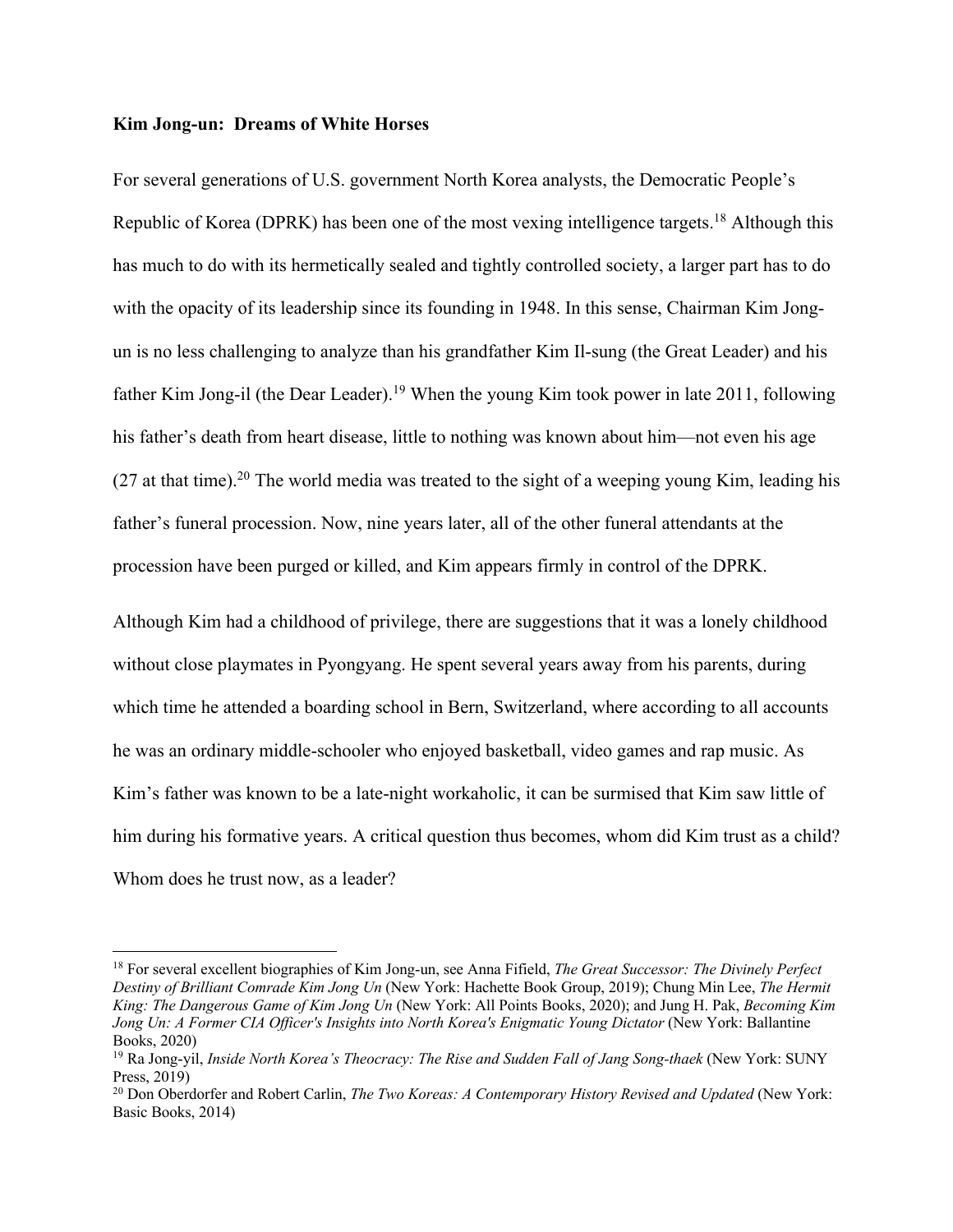**Kim Jong-un: Dreams of White Horses**

For several generations of U.S. government North Korea analysts, the Democratic People's Republic of Korea (DPRK) has been one of the most vexing intelligence targets.[18] Although this has much to do with its hermetically sealed and tightly controlled society, a larger part has to do with the opacity of its leadership since its founding in 1948. In this sense, Chairman Kim Jong-un is no less challenging to analyze than his grandfather Kim Il-sung (the Great Leader) and his father Kim Jong-il (the Dear Leader).[19] When the young Kim took power in late 2011, following his father's death from heart disease, little to nothing was known about him—not even his age (27 at that time).[20] The world media was treated to the sight of a weeping young Kim, leading his father's funeral procession. Now, nine years later, all of the other funeral attendants at the procession have been purged or killed, and Kim appears firmly in control of the DPRK.

Although Kim had a childhood of privilege, there are suggestions that it was a lonely childhood without close playmates in Pyongyang. He spent several years away from his parents, during which time he attended a boarding school in Bern, Switzerland, where according to all accounts he was an ordinary middle-schooler who enjoyed basketball, video games and rap music. As Kim's father was known to be a late-night workaholic, it can be surmised that Kim saw little of him during his formative years. A critical question thus becomes, whom did Kim trust as a child? Whom does he trust now, as a leader?

---

[18] For several excellent biographies of Kim Jong-un, see Anna Fifield, *The Great Successor: The Divinely Perfect Destiny of Brilliant Comrade Kim Jong Un* (New York: Hachette Book Group, 2019); Chung Min Lee, *The Hermit King: The Dangerous Game of Kim Jong Un* (New York: All Points Books, 2020); and Jung H. Pak, *Becoming Kim Jong Un: A Former CIA Officer's Insights into North Korea's Enigmatic Young Dictator* (New York: Ballantine Books, 2020)

[19] Ra Jong-yil, *Inside North Korea's Theocracy: The Rise and Sudden Fall of Jang Song-thaek* (New York: SUNY Press, 2019)

[20] Don Oberdorfer and Robert Carlin, *The Two Koreas: A Contemporary History Revised and Updated* (New York: Basic Books, 2014)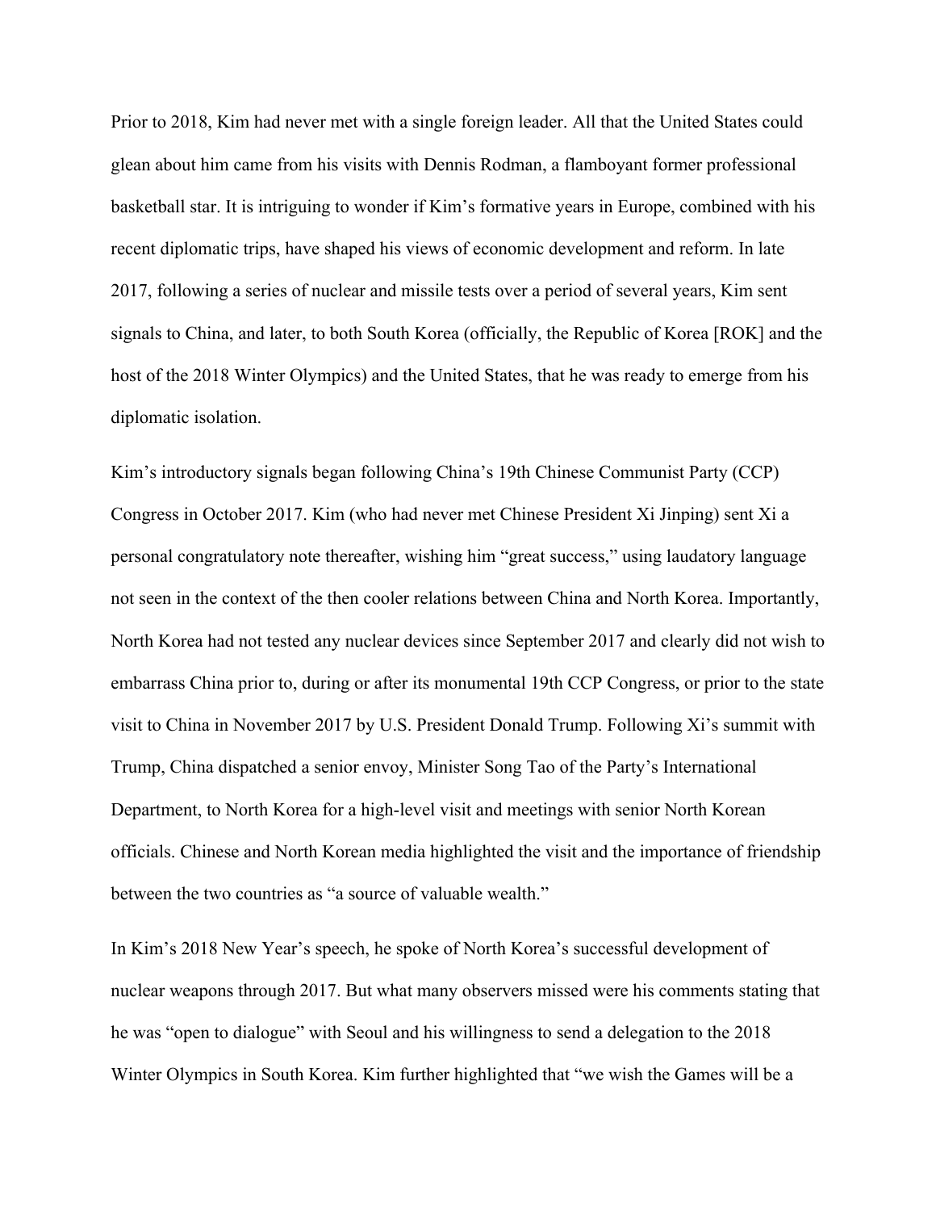Prior to 2018, Kim had never met with a single foreign leader. All that the United States could glean about him came from his visits with Dennis Rodman, a flamboyant former professional basketball star. It is intriguing to wonder if Kim's formative years in Europe, combined with his recent diplomatic trips, have shaped his views of economic development and reform. In late 2017, following a series of nuclear and missile tests over a period of several years, Kim sent signals to China, and later, to both South Korea (officially, the Republic of Korea [ROK] and the host of the 2018 Winter Olympics) and the United States, that he was ready to emerge from his diplomatic isolation.

Kim's introductory signals began following China's 19th Chinese Communist Party (CCP) Congress in October 2017. Kim (who had never met Chinese President Xi Jinping) sent Xi a personal congratulatory note thereafter, wishing him "great success," using laudatory language not seen in the context of the then cooler relations between China and North Korea. Importantly, North Korea had not tested any nuclear devices since September 2017 and clearly did not wish to embarrass China prior to, during or after its monumental 19th CCP Congress, or prior to the state visit to China in November 2017 by U.S. President Donald Trump. Following Xi's summit with Trump, China dispatched a senior envoy, Minister Song Tao of the Party's International Department, to North Korea for a high-level visit and meetings with senior North Korean officials. Chinese and North Korean media highlighted the visit and the importance of friendship between the two countries as "a source of valuable wealth."

In Kim's 2018 New Year's speech, he spoke of North Korea's successful development of nuclear weapons through 2017. But what many observers missed were his comments stating that he was "open to dialogue" with Seoul and his willingness to send a delegation to the 2018 Winter Olympics in South Korea. Kim further highlighted that "we wish the Games will be a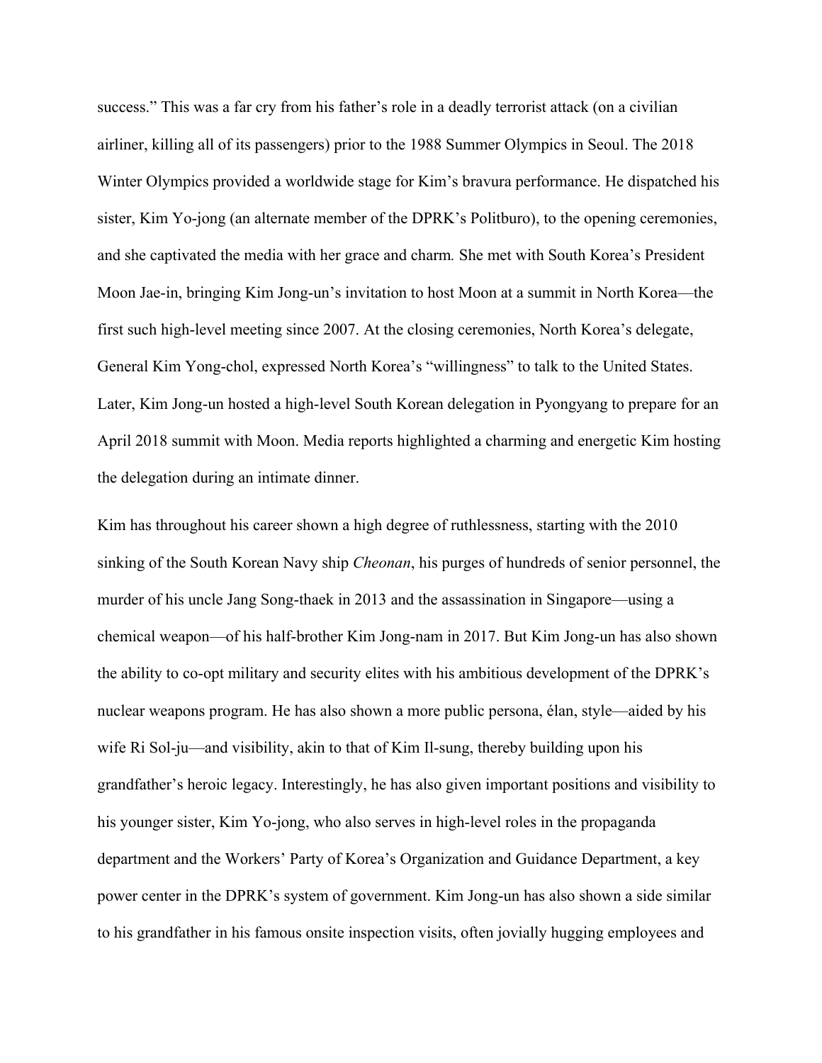success." This was a far cry from his father's role in a deadly terrorist attack (on a civilian airliner, killing all of its passengers) prior to the 1988 Summer Olympics in Seoul. The 2018 Winter Olympics provided a worldwide stage for Kim's bravura performance. He dispatched his sister, Kim Yo-jong (an alternate member of the DPRK's Politburo), to the opening ceremonies, and she captivated the media with her grace and charm. She met with South Korea's President Moon Jae-in, bringing Kim Jong-un's invitation to host Moon at a summit in North Korea—the first such high-level meeting since 2007. At the closing ceremonies, North Korea's delegate, General Kim Yong-chol, expressed North Korea's "willingness" to talk to the United States. Later, Kim Jong-un hosted a high-level South Korean delegation in Pyongyang to prepare for an April 2018 summit with Moon. Media reports highlighted a charming and energetic Kim hosting the delegation during an intimate dinner.

Kim has throughout his career shown a high degree of ruthlessness, starting with the 2010 sinking of the South Korean Navy ship *Cheonan*, his purges of hundreds of senior personnel, the murder of his uncle Jang Song-thaek in 2013 and the assassination in Singapore—using a chemical weapon—of his half-brother Kim Jong-nam in 2017. But Kim Jong-un has also shown the ability to co-opt military and security elites with his ambitious development of the DPRK's nuclear weapons program. He has also shown a more public persona, élan, style—aided by his wife Ri Sol-ju—and visibility, akin to that of Kim Il-sung, thereby building upon his grandfather's heroic legacy. Interestingly, he has also given important positions and visibility to his younger sister, Kim Yo-jong, who also serves in high-level roles in the propaganda department and the Workers' Party of Korea's Organization and Guidance Department, a key power center in the DPRK's system of government. Kim Jong-un has also shown a side similar to his grandfather in his famous onsite inspection visits, often jovially hugging employees and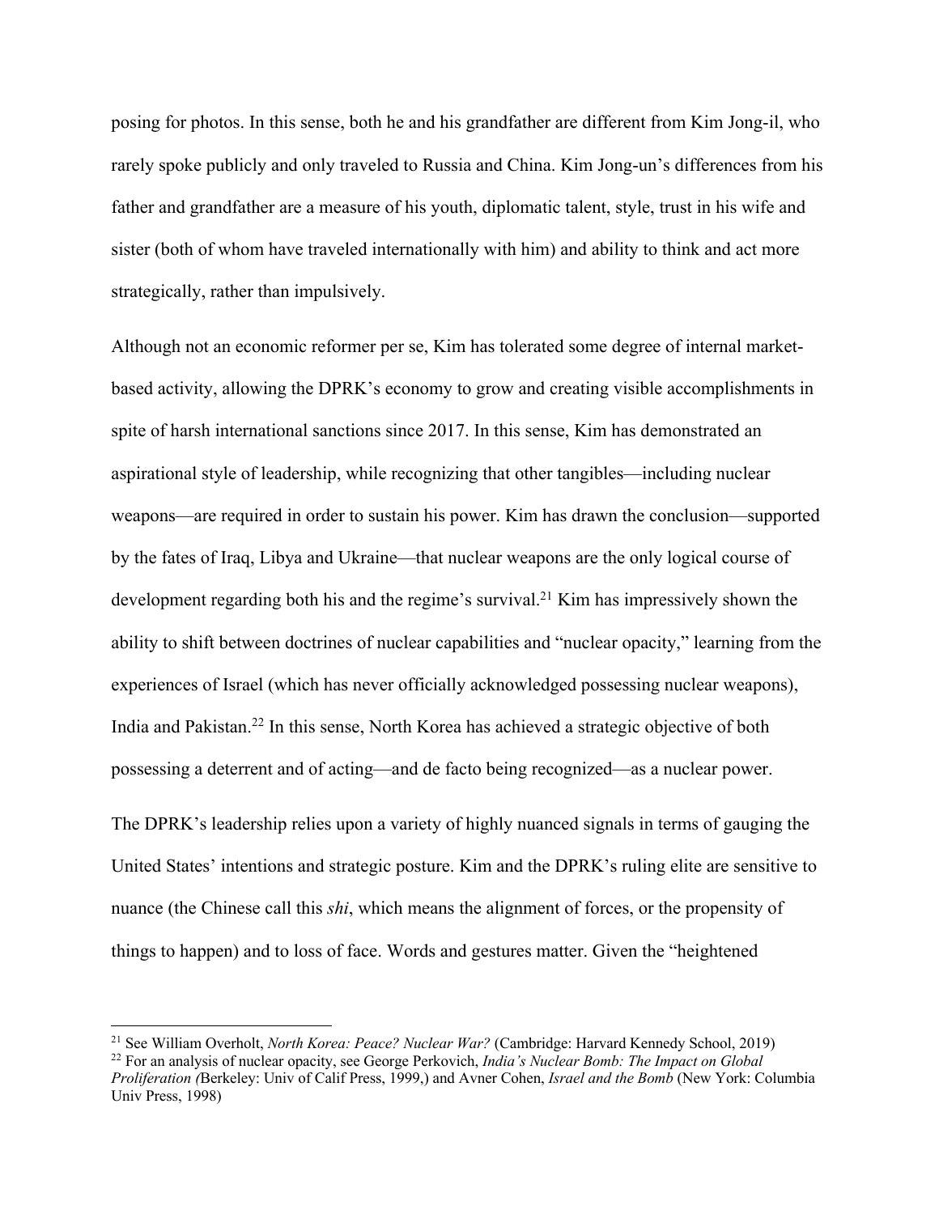posing for photos. In this sense, both he and his grandfather are different from Kim Jong-il, who rarely spoke publicly and only traveled to Russia and China. Kim Jong-un's differences from his father and grandfather are a measure of his youth, diplomatic talent, style, trust in his wife and sister (both of whom have traveled internationally with him) and ability to think and act more strategically, rather than impulsively.

Although not an economic reformer per se, Kim has tolerated some degree of internal market-based activity, allowing the DPRK's economy to grow and creating visible accomplishments in spite of harsh international sanctions since 2017. In this sense, Kim has demonstrated an aspirational style of leadership, while recognizing that other tangibles—including nuclear weapons—are required in order to sustain his power. Kim has drawn the conclusion—supported by the fates of Iraq, Libya and Ukraine—that nuclear weapons are the only logical course of development regarding both his and the regime's survival.[21] Kim has impressively shown the ability to shift between doctrines of nuclear capabilities and "nuclear opacity," learning from the experiences of Israel (which has never officially acknowledged possessing nuclear weapons), India and Pakistan.[22] In this sense, North Korea has achieved a strategic objective of both possessing a deterrent and of acting—and de facto being recognized—as a nuclear power.

The DPRK's leadership relies upon a variety of highly nuanced signals in terms of gauging the United States' intentions and strategic posture. Kim and the DPRK's ruling elite are sensitive to nuance (the Chinese call this *shi*, which means the alignment of forces, or the propensity of things to happen) and to loss of face. Words and gestures matter. Given the "heightened

[21] See William Overholt, *North Korea: Peace? Nuclear War?* (Cambridge: Harvard Kennedy School, 2019)

[22] For an analysis of nuclear opacity, see George Perkovich, *India's Nuclear Bomb: The Impact on Global Proliferation (*Berkeley: Univ of Calif Press, 1999,) and Avner Cohen, *Israel and the Bomb* (New York: Columbia Univ Press, 1998)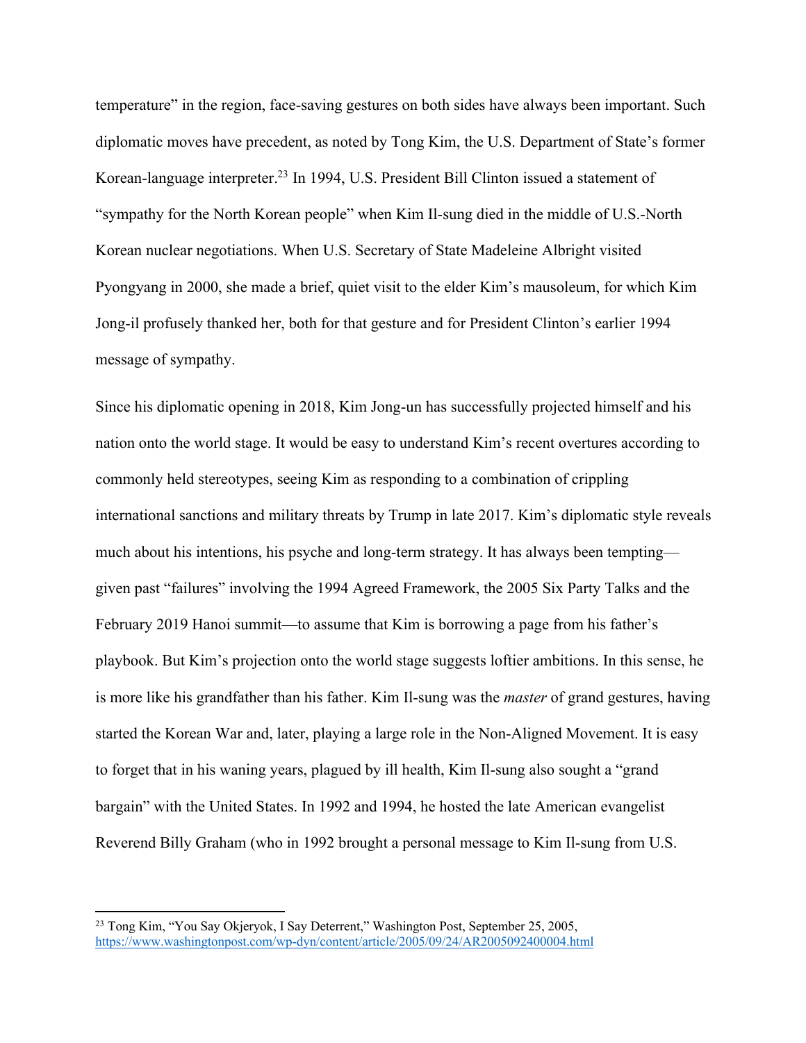temperature" in the region, face-saving gestures on both sides have always been important. Such diplomatic moves have precedent, as noted by Tong Kim, the U.S. Department of State's former Korean-language interpreter.[23] In 1994, U.S. President Bill Clinton issued a statement of "sympathy for the North Korean people" when Kim Il-sung died in the middle of U.S.-North Korean nuclear negotiations. When U.S. Secretary of State Madeleine Albright visited Pyongyang in 2000, she made a brief, quiet visit to the elder Kim's mausoleum, for which Kim Jong-il profusely thanked her, both for that gesture and for President Clinton's earlier 1994 message of sympathy.

Since his diplomatic opening in 2018, Kim Jong-un has successfully projected himself and his nation onto the world stage. It would be easy to understand Kim's recent overtures according to commonly held stereotypes, seeing Kim as responding to a combination of crippling international sanctions and military threats by Trump in late 2017. Kim's diplomatic style reveals much about his intentions, his psyche and long-term strategy. It has always been tempting—given past "failures" involving the 1994 Agreed Framework, the 2005 Six Party Talks and the February 2019 Hanoi summit—to assume that Kim is borrowing a page from his father's playbook. But Kim's projection onto the world stage suggests loftier ambitions. In this sense, he is more like his grandfather than his father. Kim Il-sung was the *master* of grand gestures, having started the Korean War and, later, playing a large role in the Non-Aligned Movement. It is easy to forget that in his waning years, plagued by ill health, Kim Il-sung also sought a "grand bargain" with the United States. In 1992 and 1994, he hosted the late American evangelist Reverend Billy Graham (who in 1992 brought a personal message to Kim Il-sung from U.S.

---

[23] Tong Kim, "You Say Okjeryok, I Say Deterrent," Washington Post, September 25, 2005, https://www.washingtonpost.com/wp-dyn/content/article/2005/09/24/AR2005092400004.html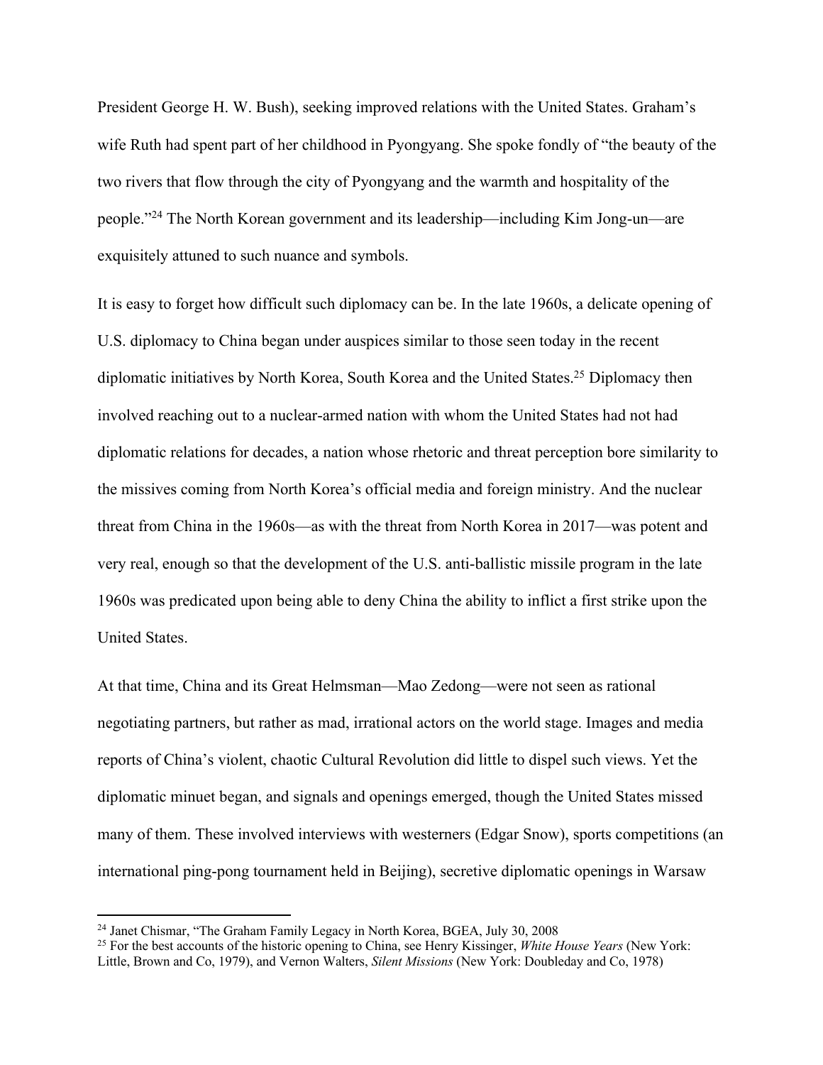President George H. W. Bush), seeking improved relations with the United States. Graham's wife Ruth had spent part of her childhood in Pyongyang. She spoke fondly of "the beauty of the two rivers that flow through the city of Pyongyang and the warmth and hospitality of the people."[24] The North Korean government and its leadership—including Kim Jong-un—are exquisitely attuned to such nuance and symbols.

It is easy to forget how difficult such diplomacy can be. In the late 1960s, a delicate opening of U.S. diplomacy to China began under auspices similar to those seen today in the recent diplomatic initiatives by North Korea, South Korea and the United States.[25] Diplomacy then involved reaching out to a nuclear-armed nation with whom the United States had not had diplomatic relations for decades, a nation whose rhetoric and threat perception bore similarity to the missives coming from North Korea's official media and foreign ministry. And the nuclear threat from China in the 1960s—as with the threat from North Korea in 2017—was potent and very real, enough so that the development of the U.S. anti-ballistic missile program in the late 1960s was predicated upon being able to deny China the ability to inflict a first strike upon the United States.

At that time, China and its Great Helmsman—Mao Zedong—were not seen as rational negotiating partners, but rather as mad, irrational actors on the world stage. Images and media reports of China's violent, chaotic Cultural Revolution did little to dispel such views. Yet the diplomatic minuet began, and signals and openings emerged, though the United States missed many of them. These involved interviews with westerners (Edgar Snow), sports competitions (an international ping-pong tournament held in Beijing), secretive diplomatic openings in Warsaw

---

[24] Janet Chismar, "The Graham Family Legacy in North Korea, BGEA, July 30, 2008

[25] For the best accounts of the historic opening to China, see Henry Kissinger, *White House Years* (New York: Little, Brown and Co, 1979), and Vernon Walters, *Silent Missions* (New York: Doubleday and Co, 1978)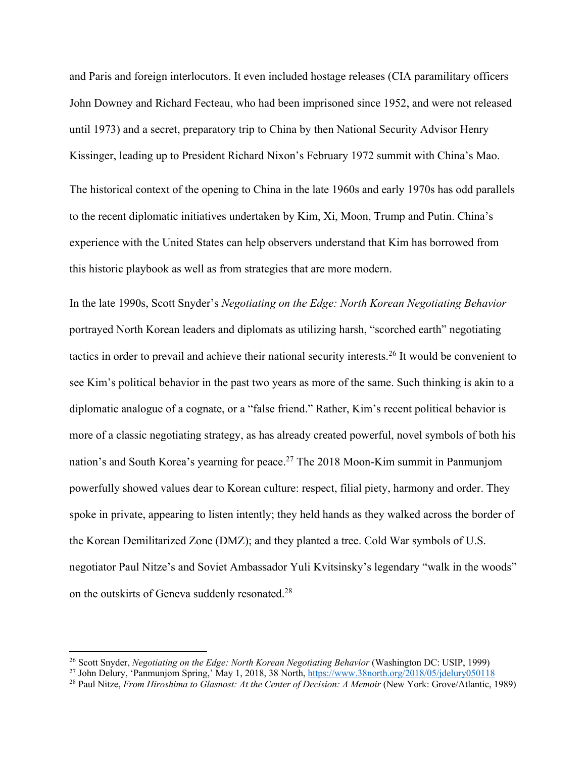and Paris and foreign interlocutors. It even included hostage releases (CIA paramilitary officers John Downey and Richard Fecteau, who had been imprisoned since 1952, and were not released until 1973) and a secret, preparatory trip to China by then National Security Advisor Henry Kissinger, leading up to President Richard Nixon's February 1972 summit with China's Mao.

The historical context of the opening to China in the late 1960s and early 1970s has odd parallels to the recent diplomatic initiatives undertaken by Kim, Xi, Moon, Trump and Putin. China's experience with the United States can help observers understand that Kim has borrowed from this historic playbook as well as from strategies that are more modern.

In the late 1990s, Scott Snyder's *Negotiating on the Edge: North Korean Negotiating Behavior* portrayed North Korean leaders and diplomats as utilizing harsh, "scorched earth" negotiating tactics in order to prevail and achieve their national security interests.[26] It would be convenient to see Kim's political behavior in the past two years as more of the same. Such thinking is akin to a diplomatic analogue of a cognate, or a "false friend." Rather, Kim's recent political behavior is more of a classic negotiating strategy, as has already created powerful, novel symbols of both his nation's and South Korea's yearning for peace.[27] The 2018 Moon-Kim summit in Panmunjom powerfully showed values dear to Korean culture: respect, filial piety, harmony and order. They spoke in private, appearing to listen intently; they held hands as they walked across the border of the Korean Demilitarized Zone (DMZ); and they planted a tree. Cold War symbols of U.S. negotiator Paul Nitze's and Soviet Ambassador Yuli Kvitsinsky's legendary "walk in the woods" on the outskirts of Geneva suddenly resonated.[28]

---

[26] Scott Snyder, *Negotiating on the Edge: North Korean Negotiating Behavior* (Washington DC: USIP, 1999)

[27] John Delury, 'Panmunjom Spring,' May 1, 2018, 38 North, https://www.38north.org/2018/05/jdelury050118

[28] Paul Nitze, *From Hiroshima to Glasnost: At the Center of Decision: A Memoir* (New York: Grove/Atlantic, 1989)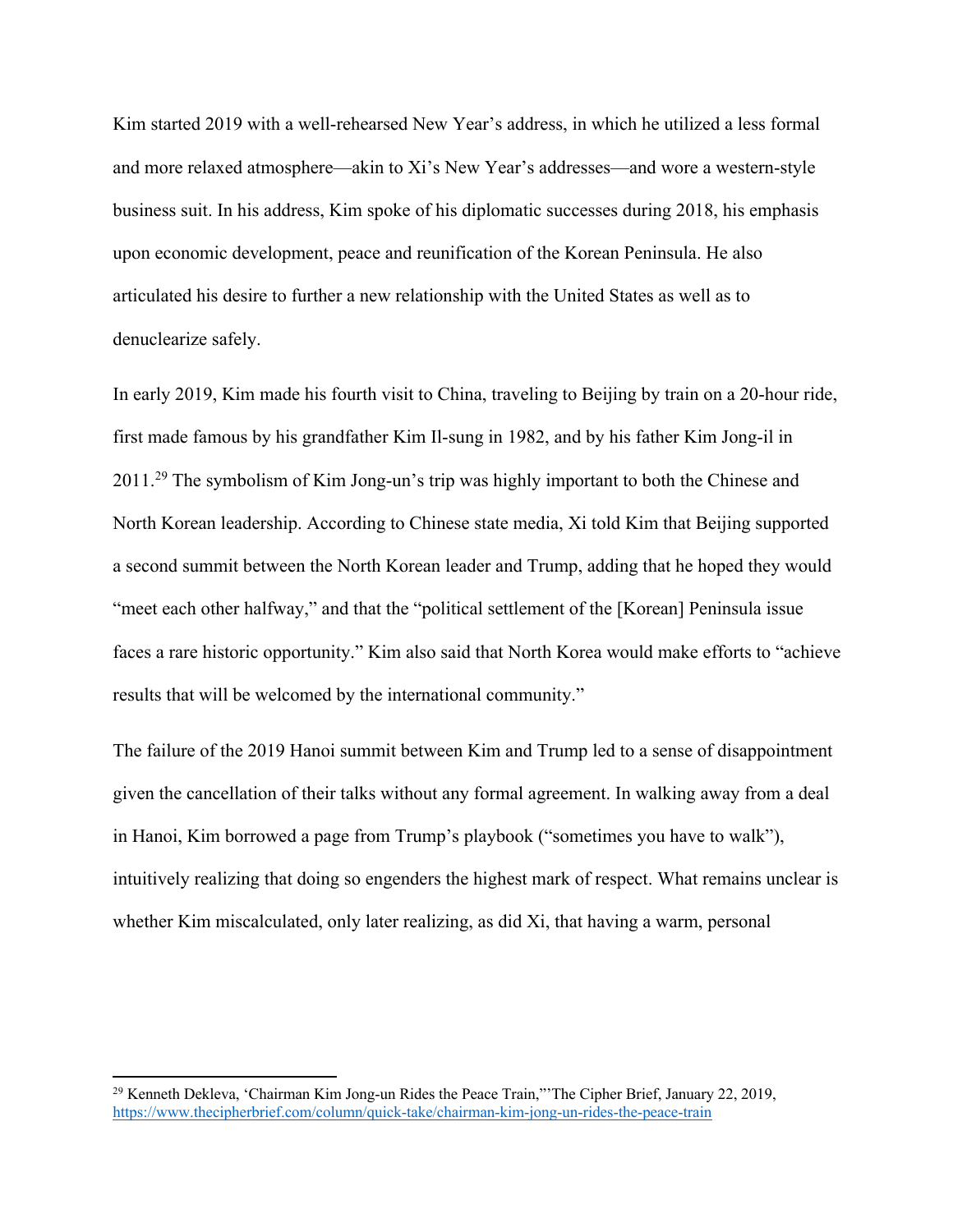Kim started 2019 with a well-rehearsed New Year's address, in which he utilized a less formal and more relaxed atmosphere—akin to Xi's New Year's addresses—and wore a western-style business suit. In his address, Kim spoke of his diplomatic successes during 2018, his emphasis upon economic development, peace and reunification of the Korean Peninsula. He also articulated his desire to further a new relationship with the United States as well as to denuclearize safely.

In early 2019, Kim made his fourth visit to China, traveling to Beijing by train on a 20-hour ride, first made famous by his grandfather Kim Il-sung in 1982, and by his father Kim Jong-il in 2011.[29] The symbolism of Kim Jong-un's trip was highly important to both the Chinese and North Korean leadership. According to Chinese state media, Xi told Kim that Beijing supported a second summit between the North Korean leader and Trump, adding that he hoped they would "meet each other halfway," and that the "political settlement of the [Korean] Peninsula issue faces a rare historic opportunity." Kim also said that North Korea would make efforts to "achieve results that will be welcomed by the international community."

The failure of the 2019 Hanoi summit between Kim and Trump led to a sense of disappointment given the cancellation of their talks without any formal agreement. In walking away from a deal in Hanoi, Kim borrowed a page from Trump's playbook ("sometimes you have to walk"), intuitively realizing that doing so engenders the highest mark of respect. What remains unclear is whether Kim miscalculated, only later realizing, as did Xi, that having a warm, personal

---

[29] Kenneth Dekleva, 'Chairman Kim Jong-un Rides the Peace Train,"'The Cipher Brief, January 22, 2019, https://www.thecipherbrief.com/column/quick-take/chairman-kim-jong-un-rides-the-peace-train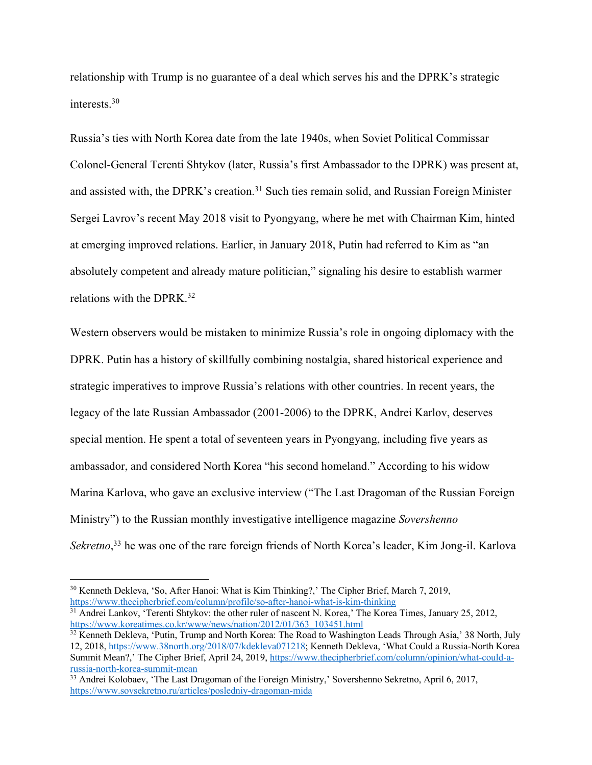relationship with Trump is no guarantee of a deal which serves his and the DPRK's strategic interests.[30]

Russia's ties with North Korea date from the late 1940s, when Soviet Political Commissar Colonel-General Terenti Shtykov (later, Russia's first Ambassador to the DPRK) was present at, and assisted with, the DPRK's creation.[31] Such ties remain solid, and Russian Foreign Minister Sergei Lavrov's recent May 2018 visit to Pyongyang, where he met with Chairman Kim, hinted at emerging improved relations. Earlier, in January 2018, Putin had referred to Kim as "an absolutely competent and already mature politician," signaling his desire to establish warmer relations with the DPRK.[32]

Western observers would be mistaken to minimize Russia's role in ongoing diplomacy with the DPRK. Putin has a history of skillfully combining nostalgia, shared historical experience and strategic imperatives to improve Russia's relations with other countries. In recent years, the legacy of the late Russian Ambassador (2001-2006) to the DPRK, Andrei Karlov, deserves special mention. He spent a total of seventeen years in Pyongyang, including five years as ambassador, and considered North Korea "his second homeland." According to his widow Marina Karlova, who gave an exclusive interview ("The Last Dragoman of the Russian Foreign Ministry") to the Russian monthly investigative intelligence magazine *Sovershenno Sekretno*,[33] he was one of the rare foreign friends of North Korea's leader, Kim Jong-il. Karlova

---

[30] Kenneth Dekleva, 'So, After Hanoi: What is Kim Thinking?,' The Cipher Brief, March 7, 2019, https://www.thecipherbrief.com/column/profile/so-after-hanoi-what-is-kim-thinking

[31] Andrei Lankov, 'Terenti Shtykov: the other ruler of nascent N. Korea,' The Korea Times, January 25, 2012, https://www.koreatimes.co.kr/www/news/nation/2012/01/363_103451.html

[32] Kenneth Dekleva, 'Putin, Trump and North Korea: The Road to Washington Leads Through Asia,' 38 North, July 12, 2018, https://www.38north.org/2018/07/kdekleva071218; Kenneth Dekleva, 'What Could a Russia-North Korea Summit Mean?,' The Cipher Brief, April 24, 2019, https://www.thecipherbrief.com/column/opinion/what-could-a-russia-north-korea-summit-mean

[33] Andrei Kolobaev, 'The Last Dragoman of the Foreign Ministry,' Sovershenno Sekretno, April 6, 2017, https://www.sovsekretno.ru/articles/posledniy-dragoman-mida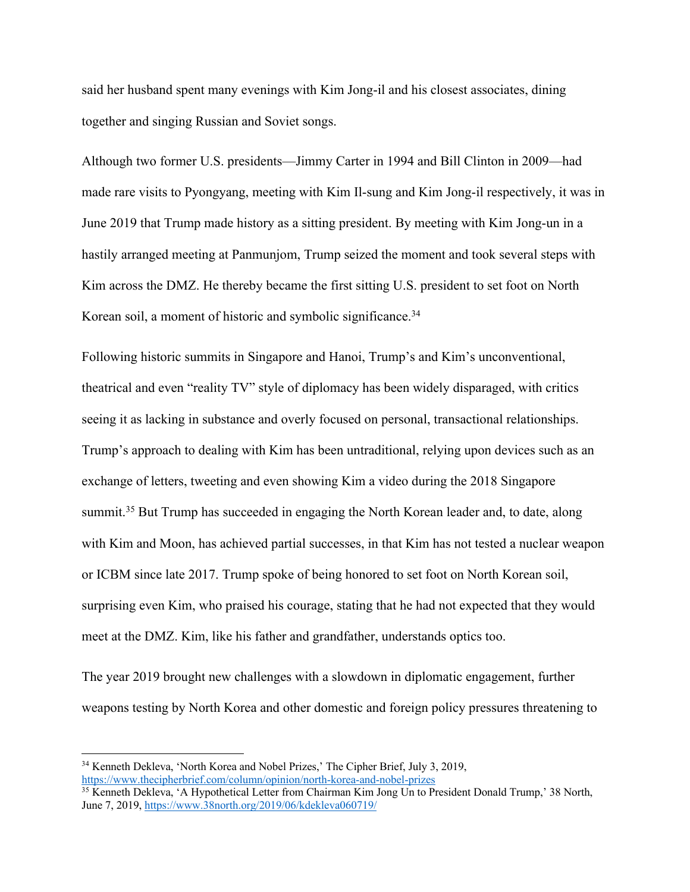said her husband spent many evenings with Kim Jong-il and his closest associates, dining together and singing Russian and Soviet songs.

Although two former U.S. presidents—Jimmy Carter in 1994 and Bill Clinton in 2009—had made rare visits to Pyongyang, meeting with Kim Il-sung and Kim Jong-il respectively, it was in June 2019 that Trump made history as a sitting president. By meeting with Kim Jong-un in a hastily arranged meeting at Panmunjom, Trump seized the moment and took several steps with Kim across the DMZ. He thereby became the first sitting U.S. president to set foot on North Korean soil, a moment of historic and symbolic significance.[34]

Following historic summits in Singapore and Hanoi, Trump's and Kim's unconventional, theatrical and even "reality TV" style of diplomacy has been widely disparaged, with critics seeing it as lacking in substance and overly focused on personal, transactional relationships. Trump's approach to dealing with Kim has been untraditional, relying upon devices such as an exchange of letters, tweeting and even showing Kim a video during the 2018 Singapore summit.[35] But Trump has succeeded in engaging the North Korean leader and, to date, along with Kim and Moon, has achieved partial successes, in that Kim has not tested a nuclear weapon or ICBM since late 2017. Trump spoke of being honored to set foot on North Korean soil, surprising even Kim, who praised his courage, stating that he had not expected that they would meet at the DMZ. Kim, like his father and grandfather, understands optics too.

The year 2019 brought new challenges with a slowdown in diplomatic engagement, further weapons testing by North Korea and other domestic and foreign policy pressures threatening to

---

[34] Kenneth Dekleva, 'North Korea and Nobel Prizes,' The Cipher Brief, July 3, 2019, https://www.thecipherbrief.com/column/opinion/north-korea-and-nobel-prizes

[35] Kenneth Dekleva, 'A Hypothetical Letter from Chairman Kim Jong Un to President Donald Trump,' 38 North, June 7, 2019, https://www.38north.org/2019/06/kdekleva060719/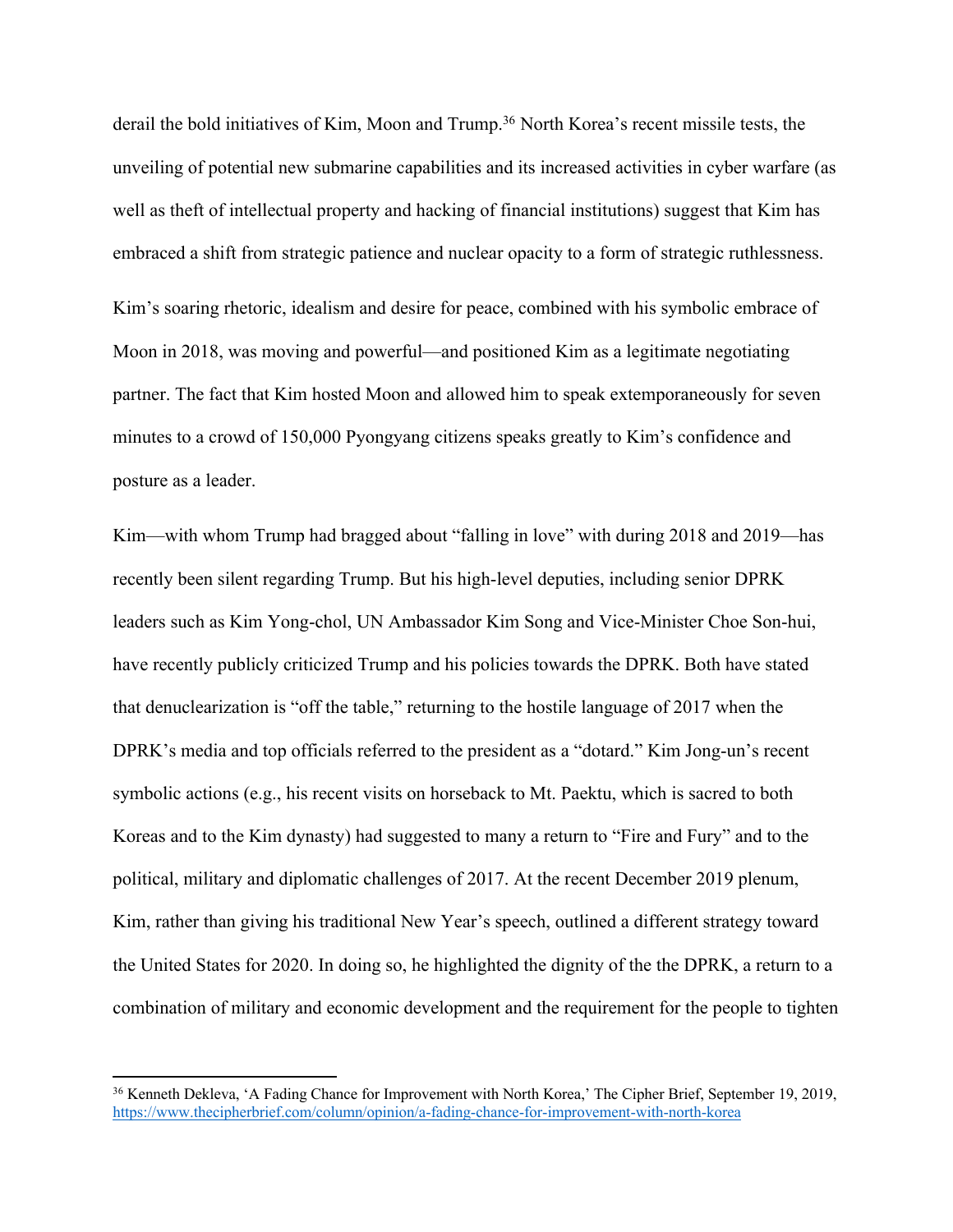derail the bold initiatives of Kim, Moon and Trump.[36] North Korea's recent missile tests, the unveiling of potential new submarine capabilities and its increased activities in cyber warfare (as well as theft of intellectual property and hacking of financial institutions) suggest that Kim has embraced a shift from strategic patience and nuclear opacity to a form of strategic ruthlessness.

Kim's soaring rhetoric, idealism and desire for peace, combined with his symbolic embrace of Moon in 2018, was moving and powerful—and positioned Kim as a legitimate negotiating partner. The fact that Kim hosted Moon and allowed him to speak extemporaneously for seven minutes to a crowd of 150,000 Pyongyang citizens speaks greatly to Kim's confidence and posture as a leader.

Kim—with whom Trump had bragged about "falling in love" with during 2018 and 2019—has recently been silent regarding Trump. But his high-level deputies, including senior DPRK leaders such as Kim Yong-chol, UN Ambassador Kim Song and Vice-Minister Choe Son-hui, have recently publicly criticized Trump and his policies towards the DPRK. Both have stated that denuclearization is "off the table," returning to the hostile language of 2017 when the DPRK's media and top officials referred to the president as a "dotard." Kim Jong-un's recent symbolic actions (e.g., his recent visits on horseback to Mt. Paektu, which is sacred to both Koreas and to the Kim dynasty) had suggested to many a return to "Fire and Fury" and to the political, military and diplomatic challenges of 2017. At the recent December 2019 plenum, Kim, rather than giving his traditional New Year's speech, outlined a different strategy toward the United States for 2020. In doing so, he highlighted the dignity of the the DPRK, a return to a combination of military and economic development and the requirement for the people to tighten

---

[36] Kenneth Dekleva, 'A Fading Chance for Improvement with North Korea,' The Cipher Brief, September 19, 2019, https://www.thecipherbrief.com/column/opinion/a-fading-chance-for-improvement-with-north-korea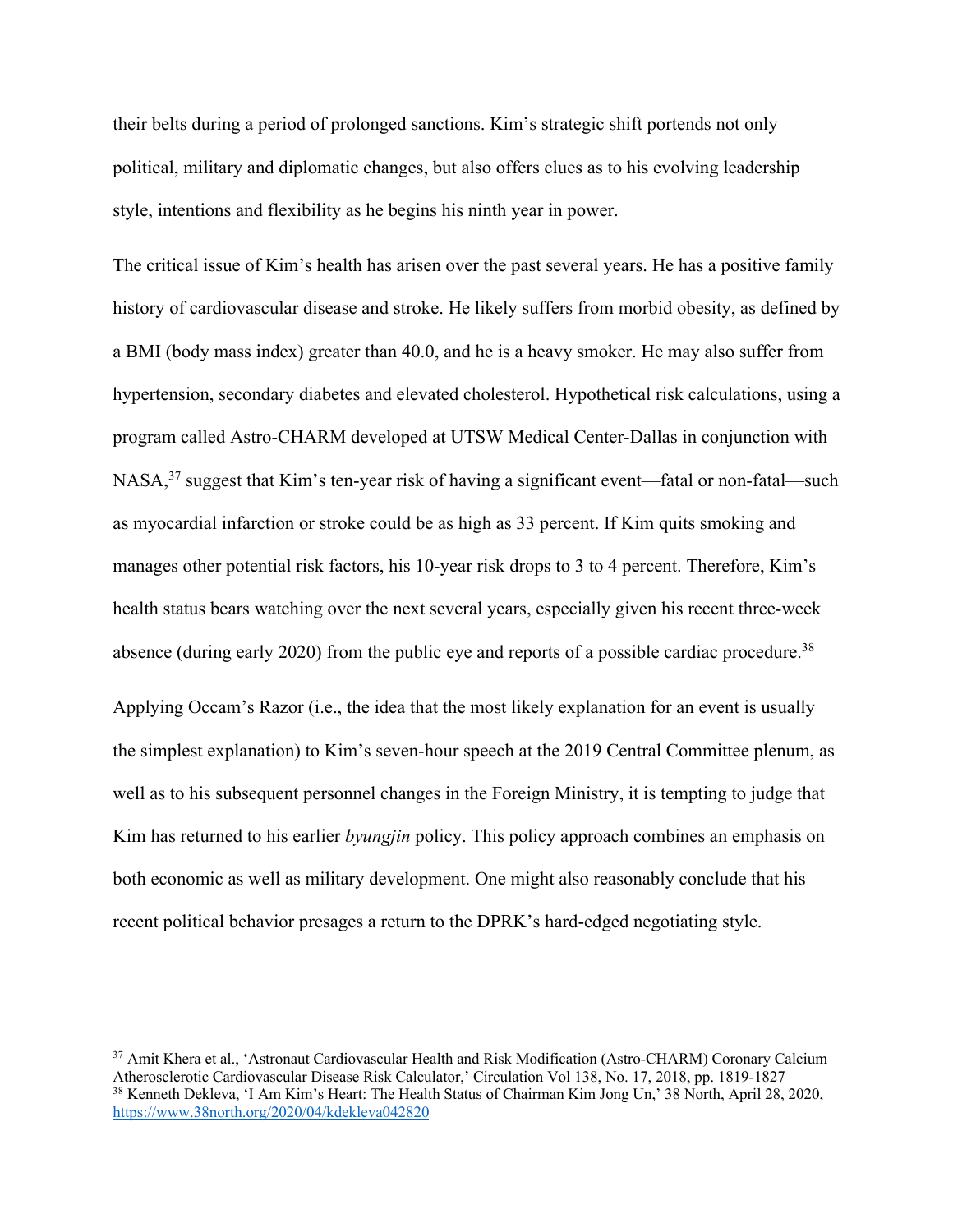their belts during a period of prolonged sanctions. Kim's strategic shift portends not only political, military and diplomatic changes, but also offers clues as to his evolving leadership style, intentions and flexibility as he begins his ninth year in power.

The critical issue of Kim's health has arisen over the past several years. He has a positive family history of cardiovascular disease and stroke. He likely suffers from morbid obesity, as defined by a BMI (body mass index) greater than 40.0, and he is a heavy smoker. He may also suffer from hypertension, secondary diabetes and elevated cholesterol. Hypothetical risk calculations, using a program called Astro-CHARM developed at UTSW Medical Center-Dallas in conjunction with NASA,[37] suggest that Kim's ten-year risk of having a significant event—fatal or non-fatal—such as myocardial infarction or stroke could be as high as 33 percent. If Kim quits smoking and manages other potential risk factors, his 10-year risk drops to 3 to 4 percent. Therefore, Kim's health status bears watching over the next several years, especially given his recent three-week absence (during early 2020) from the public eye and reports of a possible cardiac procedure.[38]

Applying Occam's Razor (i.e., the idea that the most likely explanation for an event is usually the simplest explanation) to Kim's seven-hour speech at the 2019 Central Committee plenum, as well as to his subsequent personnel changes in the Foreign Ministry, it is tempting to judge that Kim has returned to his earlier *byungjin* policy. This policy approach combines an emphasis on both economic as well as military development. One might also reasonably conclude that his recent political behavior presages a return to the DPRK's hard-edged negotiating style.

---

[37] Amit Khera et al., 'Astronaut Cardiovascular Health and Risk Modification (Astro-CHARM) Coronary Calcium Atherosclerotic Cardiovascular Disease Risk Calculator,' Circulation Vol 138, No. 17, 2018, pp. 1819-1827

[38] Kenneth Dekleva, 'I Am Kim's Heart: The Health Status of Chairman Kim Jong Un,' 38 North, April 28, 2020, https://www.38north.org/2020/04/kdekleva042820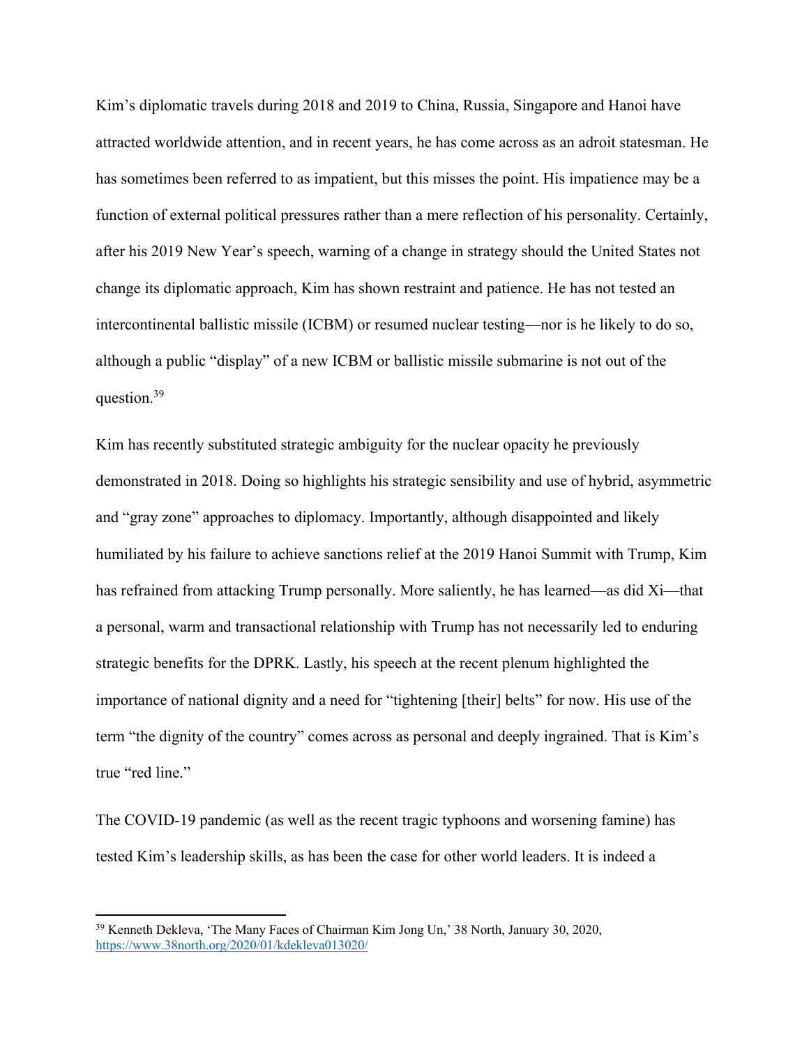Kim's diplomatic travels during 2018 and 2019 to China, Russia, Singapore and Hanoi have attracted worldwide attention, and in recent years, he has come across as an adroit statesman. He has sometimes been referred to as impatient, but this misses the point. His impatience may be a function of external political pressures rather than a mere reflection of his personality. Certainly, after his 2019 New Year's speech, warning of a change in strategy should the United States not change its diplomatic approach, Kim has shown restraint and patience. He has not tested an intercontinental ballistic missile (ICBM) or resumed nuclear testing—nor is he likely to do so, although a public "display" of a new ICBM or ballistic missile submarine is not out of the question.[39]

Kim has recently substituted strategic ambiguity for the nuclear opacity he previously demonstrated in 2018. Doing so highlights his strategic sensibility and use of hybrid, asymmetric and "gray zone" approaches to diplomacy. Importantly, although disappointed and likely humiliated by his failure to achieve sanctions relief at the 2019 Hanoi Summit with Trump, Kim has refrained from attacking Trump personally. More saliently, he has learned—as did Xi—that a personal, warm and transactional relationship with Trump has not necessarily led to enduring strategic benefits for the DPRK. Lastly, his speech at the recent plenum highlighted the importance of national dignity and a need for "tightening [their] belts" for now. His use of the term "the dignity of the country" comes across as personal and deeply ingrained. That is Kim's true "red line."

The COVID-19 pandemic (as well as the recent tragic typhoons and worsening famine) has tested Kim's leadership skills, as has been the case for other world leaders. It is indeed a

---

[39] Kenneth Dekleva, 'The Many Faces of Chairman Kim Jong Un,' 38 North, January 30, 2020, https://www.38north.org/2020/01/kdekleva013020/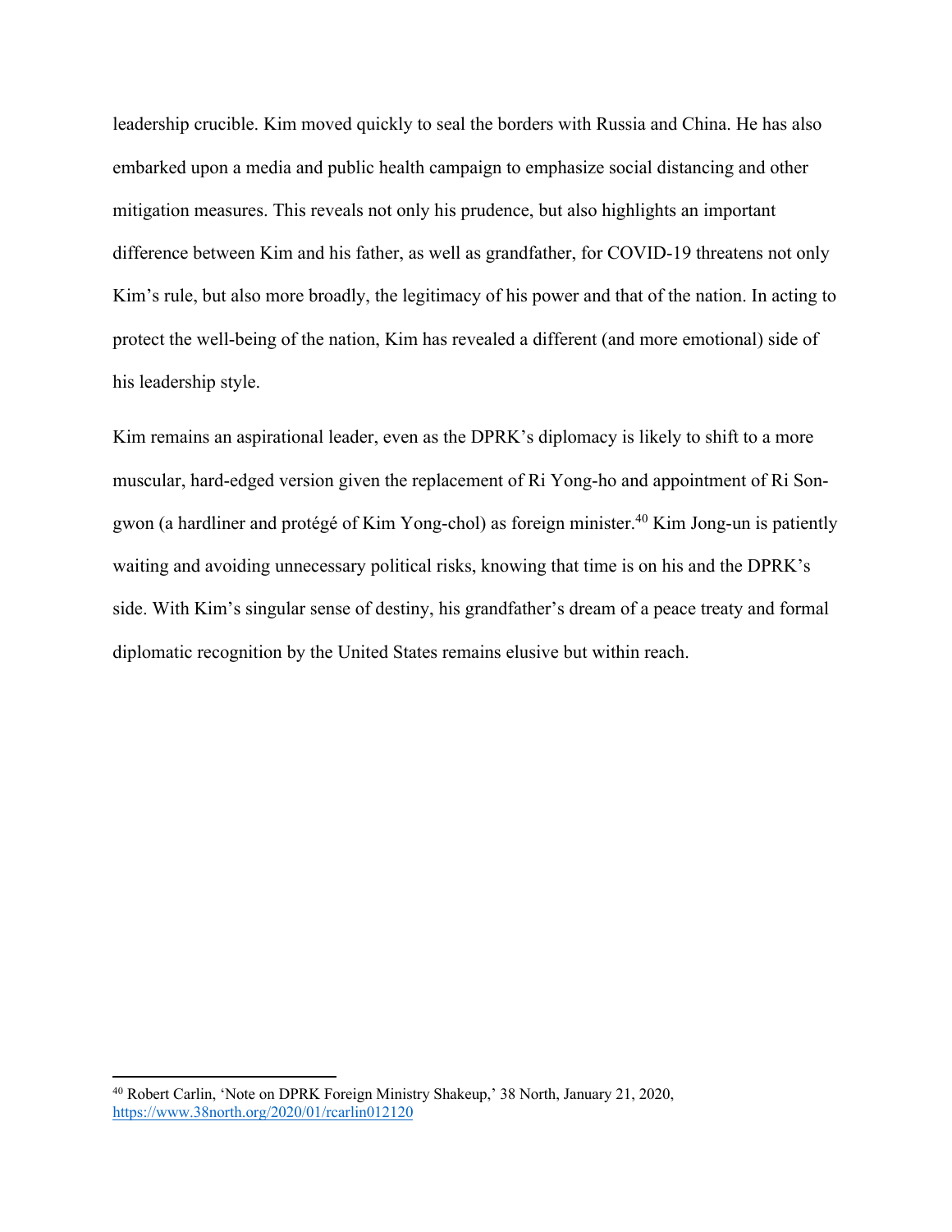leadership crucible. Kim moved quickly to seal the borders with Russia and China. He has also embarked upon a media and public health campaign to emphasize social distancing and other mitigation measures. This reveals not only his prudence, but also highlights an important difference between Kim and his father, as well as grandfather, for COVID-19 threatens not only Kim's rule, but also more broadly, the legitimacy of his power and that of the nation. In acting to protect the well-being of the nation, Kim has revealed a different (and more emotional) side of his leadership style.

Kim remains an aspirational leader, even as the DPRK's diplomacy is likely to shift to a more muscular, hard-edged version given the replacement of Ri Yong-ho and appointment of Ri Son-gwon (a hardliner and protégé of Kim Yong-chol) as foreign minister.[40] Kim Jong-un is patiently waiting and avoiding unnecessary political risks, knowing that time is on his and the DPRK's side. With Kim's singular sense of destiny, his grandfather's dream of a peace treaty and formal diplomatic recognition by the United States remains elusive but within reach.

---

[40] Robert Carlin, 'Note on DPRK Foreign Ministry Shakeup,' 38 North, January 21, 2020, https://www.38north.org/2020/01/rcarlin012120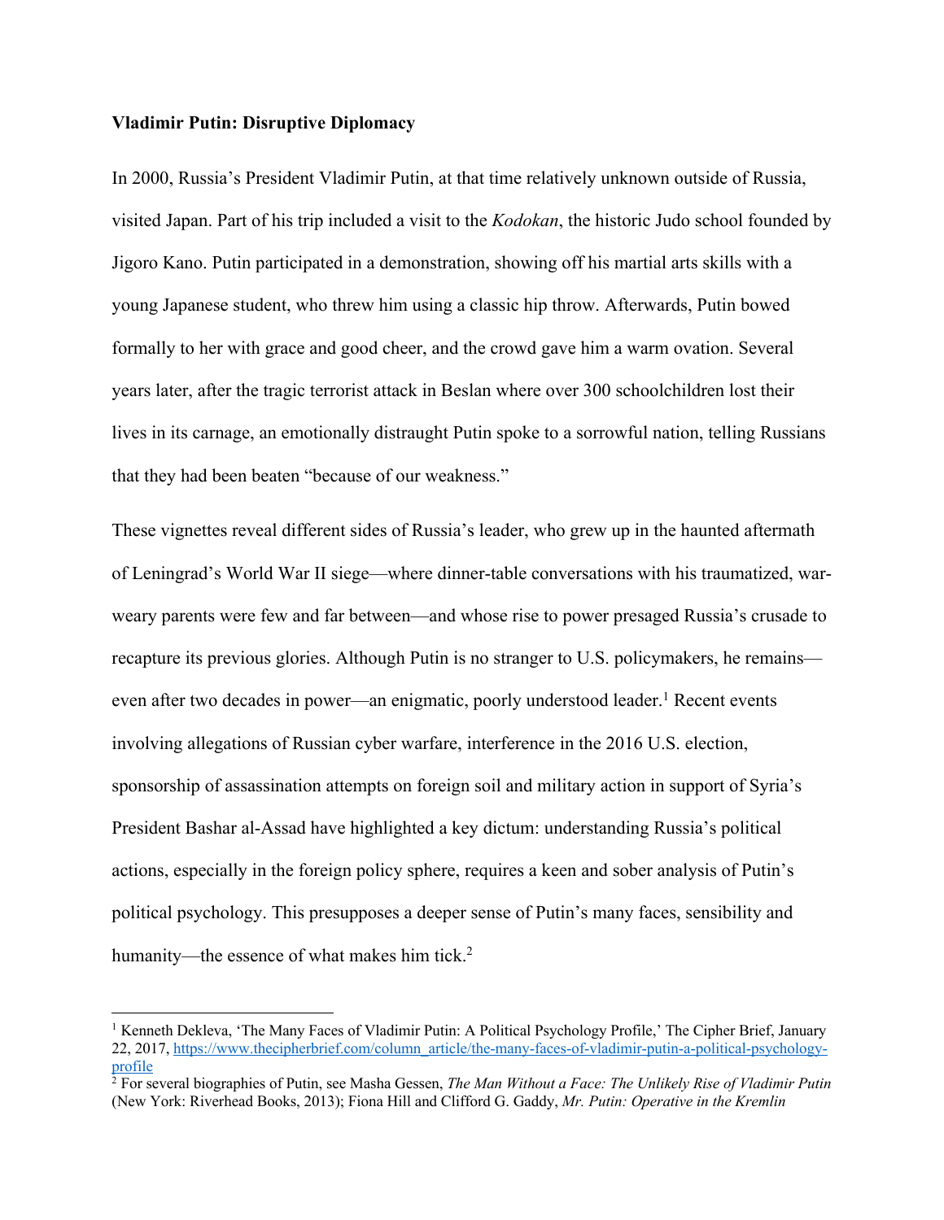**Vladimir Putin: Disruptive Diplomacy**

In 2000, Russia's President Vladimir Putin, at that time relatively unknown outside of Russia, visited Japan. Part of his trip included a visit to the *Kodokan*, the historic Judo school founded by Jigoro Kano. Putin participated in a demonstration, showing off his martial arts skills with a young Japanese student, who threw him using a classic hip throw. Afterwards, Putin bowed formally to her with grace and good cheer, and the crowd gave him a warm ovation. Several years later, after the tragic terrorist attack in Beslan where over 300 schoolchildren lost their lives in its carnage, an emotionally distraught Putin spoke to a sorrowful nation, telling Russians that they had been beaten "because of our weakness."

These vignettes reveal different sides of Russia's leader, who grew up in the haunted aftermath of Leningrad's World War II siege—where dinner-table conversations with his traumatized, war-weary parents were few and far between—and whose rise to power presaged Russia's crusade to recapture its previous glories. Although Putin is no stranger to U.S. policymakers, he remains—even after two decades in power—an enigmatic, poorly understood leader.[1] Recent events involving allegations of Russian cyber warfare, interference in the 2016 U.S. election, sponsorship of assassination attempts on foreign soil and military action in support of Syria's President Bashar al-Assad have highlighted a key dictum: understanding Russia's political actions, especially in the foreign policy sphere, requires a keen and sober analysis of Putin's political psychology. This presupposes a deeper sense of Putin's many faces, sensibility and humanity—the essence of what makes him tick.[2]

---

[1] Kenneth Dekleva, 'The Many Faces of Vladimir Putin: A Political Psychology Profile,' The Cipher Brief, January 22, 2017, https://www.thecipherbrief.com/column_article/the-many-faces-of-vladimir-putin-a-political-psychology-profile

[2] For several biographies of Putin, see Masha Gessen, *The Man Without a Face: The Unlikely Rise of Vladimir Putin* (New York: Riverhead Books, 2013); Fiona Hill and Clifford G. Gaddy, *Mr. Putin: Operative in the Kremlin*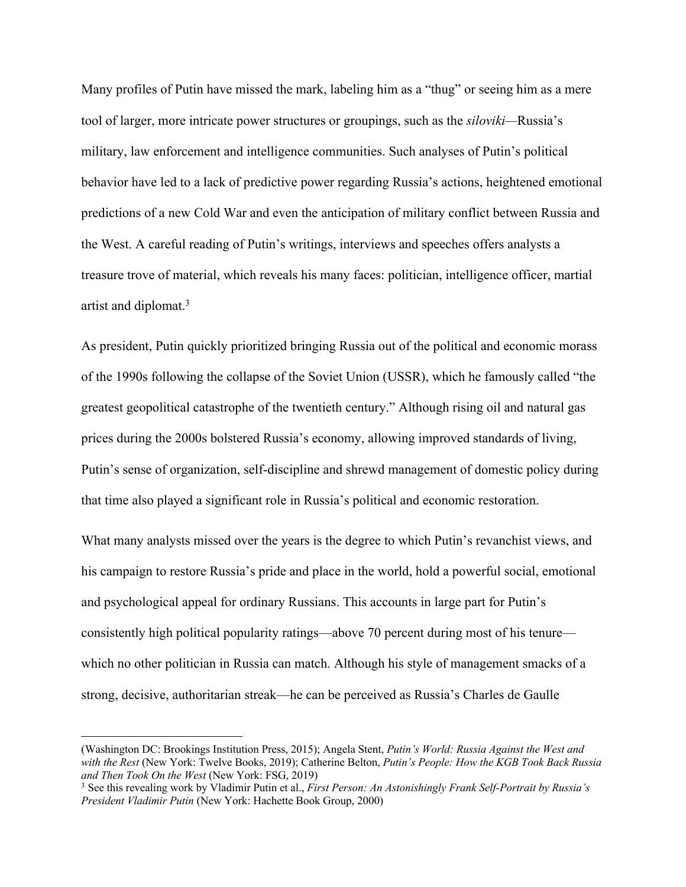Many profiles of Putin have missed the mark, labeling him as a "thug" or seeing him as a mere tool of larger, more intricate power structures or groupings, such as the *siloviki*—Russia's military, law enforcement and intelligence communities. Such analyses of Putin's political behavior have led to a lack of predictive power regarding Russia's actions, heightened emotional predictions of a new Cold War and even the anticipation of military conflict between Russia and the West. A careful reading of Putin's writings, interviews and speeches offers analysts a treasure trove of material, which reveals his many faces: politician, intelligence officer, martial artist and diplomat.[3]

As president, Putin quickly prioritized bringing Russia out of the political and economic morass of the 1990s following the collapse of the Soviet Union (USSR), which he famously called "the greatest geopolitical catastrophe of the twentieth century." Although rising oil and natural gas prices during the 2000s bolstered Russia's economy, allowing improved standards of living, Putin's sense of organization, self-discipline and shrewd management of domestic policy during that time also played a significant role in Russia's political and economic restoration.

What many analysts missed over the years is the degree to which Putin's revanchist views, and his campaign to restore Russia's pride and place in the world, hold a powerful social, emotional and psychological appeal for ordinary Russians. This accounts in large part for Putin's consistently high political popularity ratings—above 70 percent during most of his tenure—which no other politician in Russia can match. Although his style of management smacks of a strong, decisive, authoritarian streak—he can be perceived as Russia's Charles de Gaulle

---

(Washington DC: Brookings Institution Press, 2015); Angela Stent, *Putin's World: Russia Against the West and with the Rest* (New York: Twelve Books, 2019); Catherine Belton, *Putin's People: How the KGB Took Back Russia and Then Took On the West* (New York: FSG, 2019)

[3] See this revealing work by Vladimir Putin et al., *First Person: An Astonishingly Frank Self-Portrait by Russia's President Vladimir Putin* (New York: Hachette Book Group, 2000)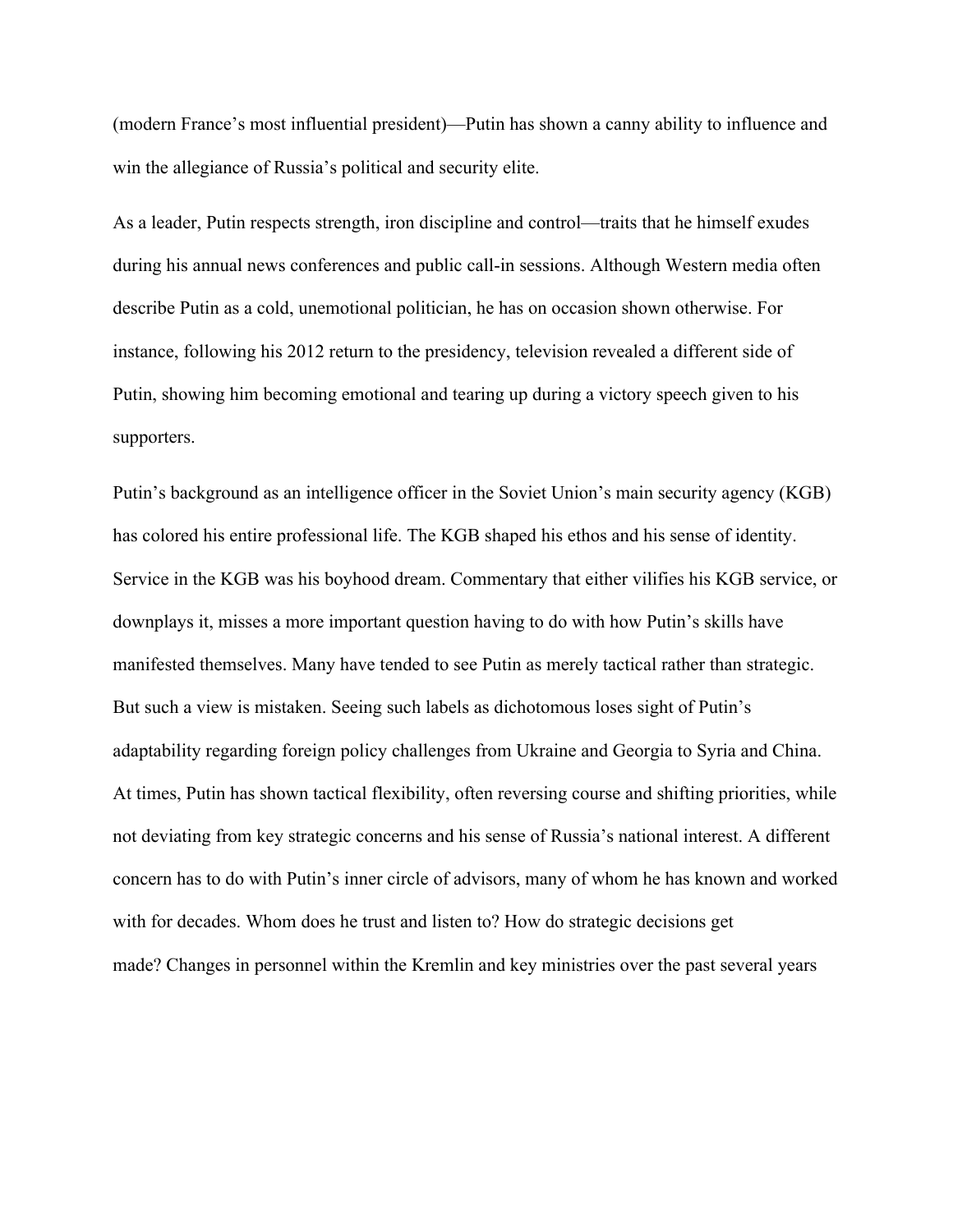(modern France's most influential president)—Putin has shown a canny ability to influence and win the allegiance of Russia's political and security elite.

As a leader, Putin respects strength, iron discipline and control—traits that he himself exudes during his annual news conferences and public call-in sessions. Although Western media often describe Putin as a cold, unemotional politician, he has on occasion shown otherwise. For instance, following his 2012 return to the presidency, television revealed a different side of Putin, showing him becoming emotional and tearing up during a victory speech given to his supporters.

Putin's background as an intelligence officer in the Soviet Union's main security agency (KGB) has colored his entire professional life. The KGB shaped his ethos and his sense of identity. Service in the KGB was his boyhood dream. Commentary that either vilifies his KGB service, or downplays it, misses a more important question having to do with how Putin's skills have manifested themselves. Many have tended to see Putin as merely tactical rather than strategic. But such a view is mistaken. Seeing such labels as dichotomous loses sight of Putin's adaptability regarding foreign policy challenges from Ukraine and Georgia to Syria and China. At times, Putin has shown tactical flexibility, often reversing course and shifting priorities, while not deviating from key strategic concerns and his sense of Russia's national interest. A different concern has to do with Putin's inner circle of advisors, many of whom he has known and worked with for decades. Whom does he trust and listen to? How do strategic decisions get made? Changes in personnel within the Kremlin and key ministries over the past several years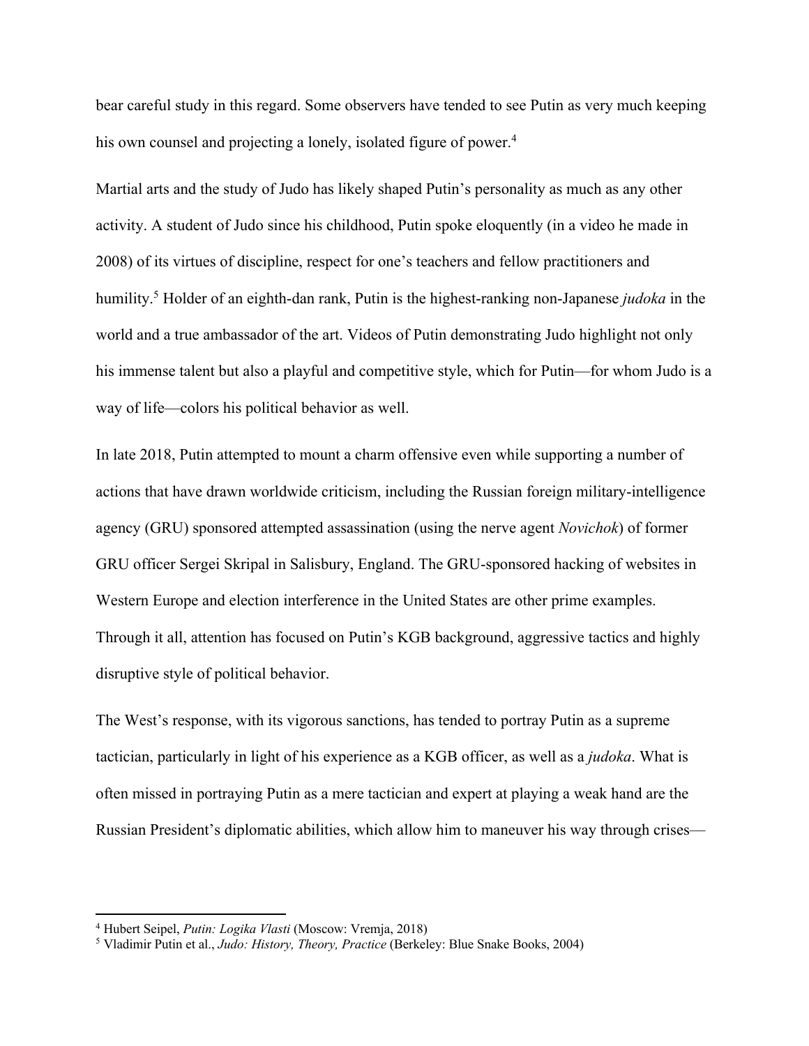bear careful study in this regard. Some observers have tended to see Putin as very much keeping his own counsel and projecting a lonely, isolated figure of power.[4]

Martial arts and the study of Judo has likely shaped Putin's personality as much as any other activity. A student of Judo since his childhood, Putin spoke eloquently (in a video he made in 2008) of its virtues of discipline, respect for one's teachers and fellow practitioners and humility.[5] Holder of an eighth-dan rank, Putin is the highest-ranking non-Japanese *judoka* in the world and a true ambassador of the art. Videos of Putin demonstrating Judo highlight not only his immense talent but also a playful and competitive style, which for Putin—for whom Judo is a way of life—colors his political behavior as well.

In late 2018, Putin attempted to mount a charm offensive even while supporting a number of actions that have drawn worldwide criticism, including the Russian foreign military-intelligence agency (GRU) sponsored attempted assassination (using the nerve agent *Novichok*) of former GRU officer Sergei Skripal in Salisbury, England. The GRU-sponsored hacking of websites in Western Europe and election interference in the United States are other prime examples. Through it all, attention has focused on Putin's KGB background, aggressive tactics and highly disruptive style of political behavior.

The West's response, with its vigorous sanctions, has tended to portray Putin as a supreme tactician, particularly in light of his experience as a KGB officer, as well as a *judoka*. What is often missed in portraying Putin as a mere tactician and expert at playing a weak hand are the Russian President's diplomatic abilities, which allow him to maneuver his way through crises—

---

[4] Hubert Seipel, *Putin: Logika Vlasti* (Moscow: Vremja, 2018)

[5] Vladimir Putin et al., *Judo: History, Theory, Practice* (Berkeley: Blue Snake Books, 2004)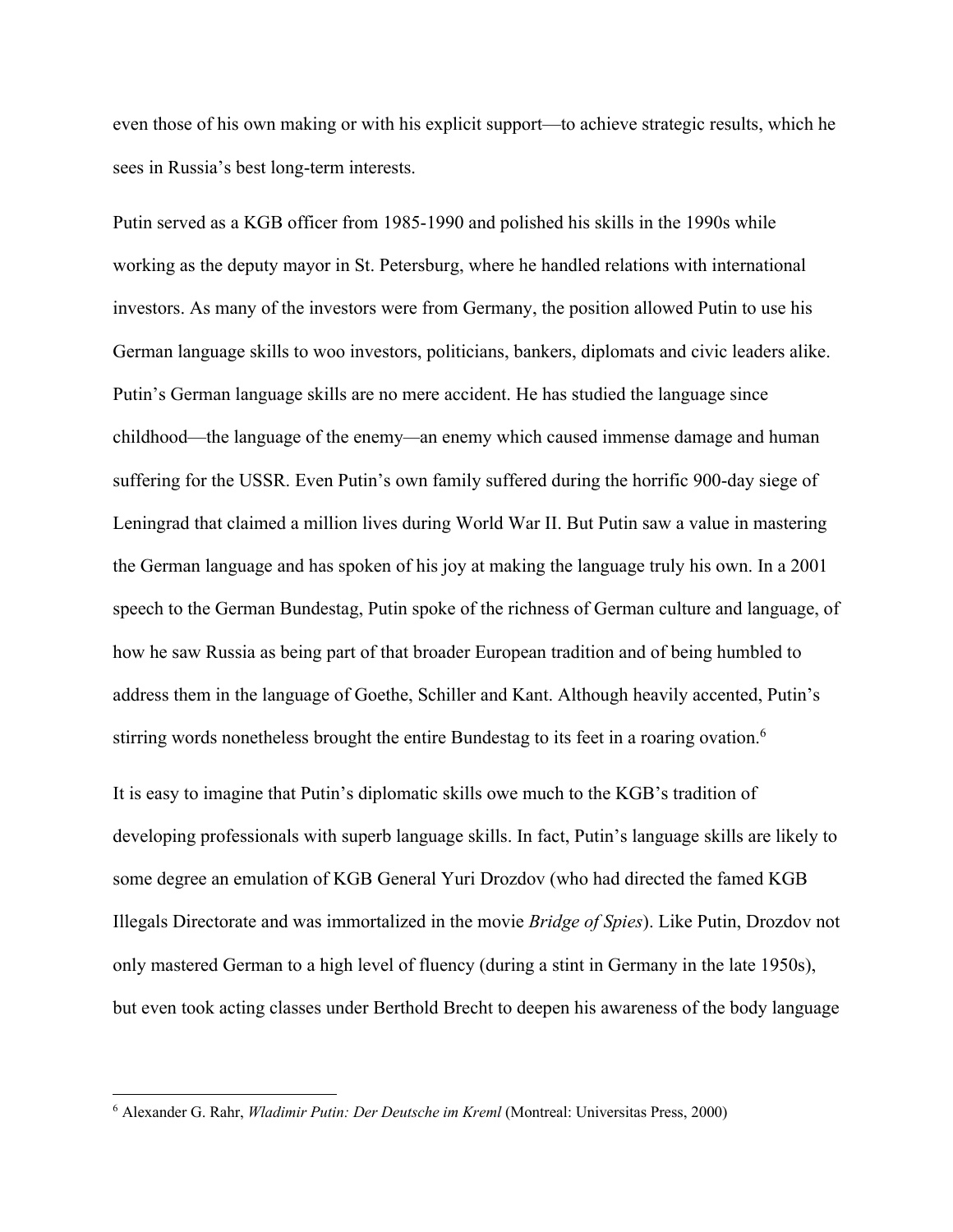even those of his own making or with his explicit support—to achieve strategic results, which he sees in Russia's best long-term interests.

Putin served as a KGB officer from 1985-1990 and polished his skills in the 1990s while working as the deputy mayor in St. Petersburg, where he handled relations with international investors. As many of the investors were from Germany, the position allowed Putin to use his German language skills to woo investors, politicians, bankers, diplomats and civic leaders alike. Putin's German language skills are no mere accident. He has studied the language since childhood—the language of the enemy—an enemy which caused immense damage and human suffering for the USSR. Even Putin's own family suffered during the horrific 900-day siege of Leningrad that claimed a million lives during World War II. But Putin saw a value in mastering the German language and has spoken of his joy at making the language truly his own. In a 2001 speech to the German Bundestag, Putin spoke of the richness of German culture and language, of how he saw Russia as being part of that broader European tradition and of being humbled to address them in the language of Goethe, Schiller and Kant. Although heavily accented, Putin's stirring words nonetheless brought the entire Bundestag to its feet in a roaring ovation.[6]

It is easy to imagine that Putin's diplomatic skills owe much to the KGB's tradition of developing professionals with superb language skills. In fact, Putin's language skills are likely to some degree an emulation of KGB General Yuri Drozdov (who had directed the famed KGB Illegals Directorate and was immortalized in the movie *Bridge of Spies*). Like Putin, Drozdov not only mastered German to a high level of fluency (during a stint in Germany in the late 1950s), but even took acting classes under Berthold Brecht to deepen his awareness of the body language

---

[6] Alexander G. Rahr, *Wladimir Putin: Der Deutsche im Kreml* (Montreal: Universitas Press, 2000)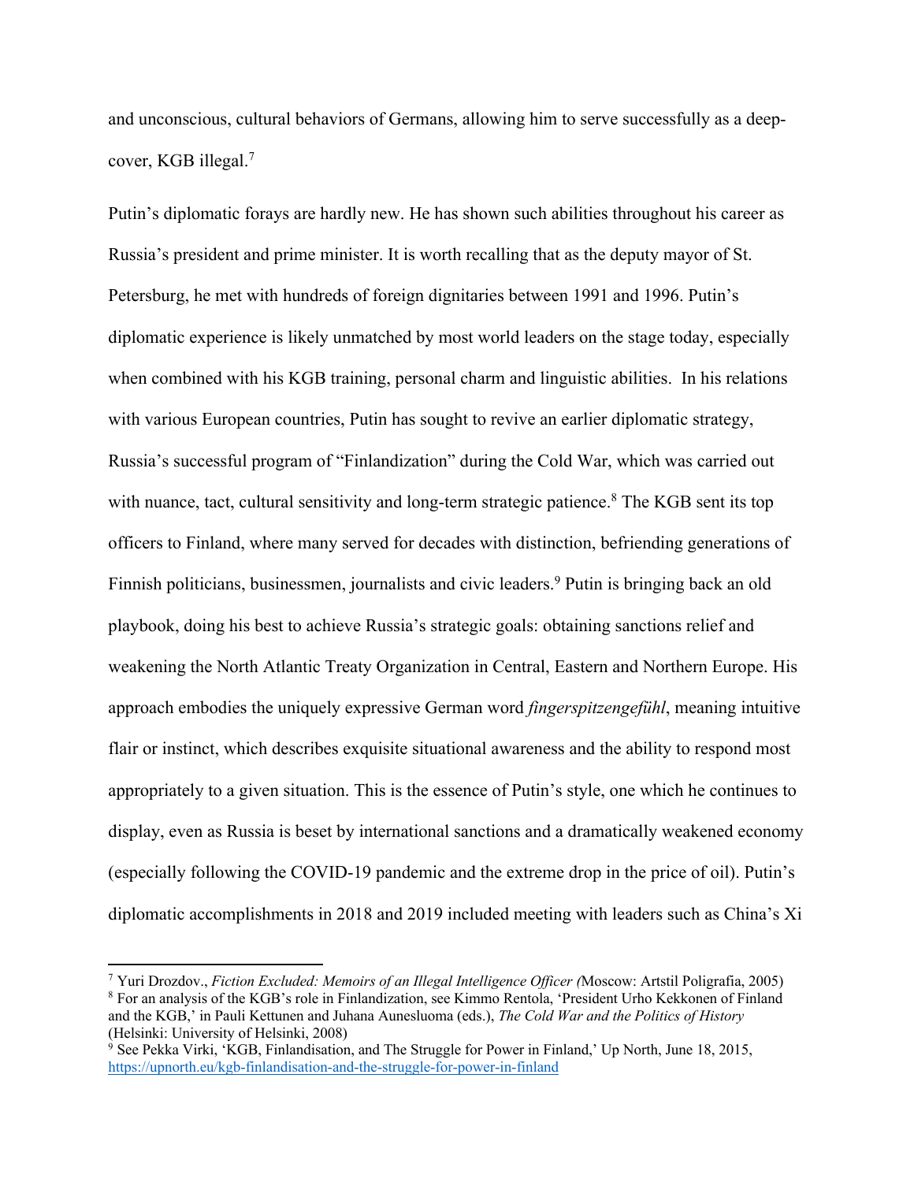and unconscious, cultural behaviors of Germans, allowing him to serve successfully as a deep-cover, KGB illegal.[7]

Putin's diplomatic forays are hardly new. He has shown such abilities throughout his career as Russia's president and prime minister. It is worth recalling that as the deputy mayor of St. Petersburg, he met with hundreds of foreign dignitaries between 1991 and 1996. Putin's diplomatic experience is likely unmatched by most world leaders on the stage today, especially when combined with his KGB training, personal charm and linguistic abilities. In his relations with various European countries, Putin has sought to revive an earlier diplomatic strategy, Russia's successful program of "Finlandization" during the Cold War, which was carried out with nuance, tact, cultural sensitivity and long-term strategic patience.[8] The KGB sent its top officers to Finland, where many served for decades with distinction, befriending generations of Finnish politicians, businessmen, journalists and civic leaders.[9] Putin is bringing back an old playbook, doing his best to achieve Russia's strategic goals: obtaining sanctions relief and weakening the North Atlantic Treaty Organization in Central, Eastern and Northern Europe. His approach embodies the uniquely expressive German word *fingerspitzengefühl*, meaning intuitive flair or instinct, which describes exquisite situational awareness and the ability to respond most appropriately to a given situation. This is the essence of Putin's style, one which he continues to display, even as Russia is beset by international sanctions and a dramatically weakened economy (especially following the COVID-19 pandemic and the extreme drop in the price of oil). Putin's diplomatic accomplishments in 2018 and 2019 included meeting with leaders such as China's Xi

---

[7] Yuri Drozdov., *Fiction Excluded: Memoirs of an Illegal Intelligence Officer (*Moscow: Artstil Poligrafia, 2005)

[8] For an analysis of the KGB's role in Finlandization, see Kimmo Rentola, 'President Urho Kekkonen of Finland and the KGB,' in Pauli Kettunen and Juhana Aunesluoma (eds.), *The Cold War and the Politics of History* (Helsinki: University of Helsinki, 2008)

[9] See Pekka Virki, 'KGB, Finlandisation, and The Struggle for Power in Finland,' Up North, June 18, 2015, https://upnorth.eu/kgb-finlandisation-and-the-struggle-for-power-in-finland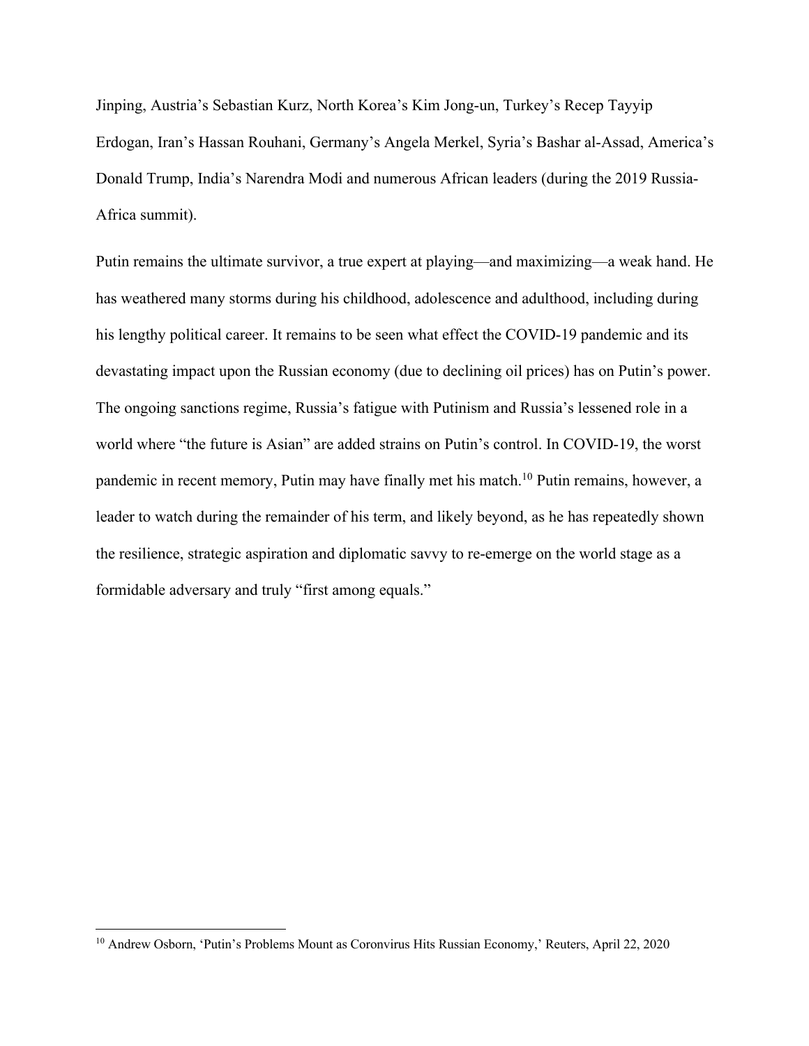Jinping, Austria's Sebastian Kurz, North Korea's Kim Jong-un, Turkey's Recep Tayyip Erdogan, Iran's Hassan Rouhani, Germany's Angela Merkel, Syria's Bashar al-Assad, America's Donald Trump, India's Narendra Modi and numerous African leaders (during the 2019 Russia-Africa summit).

Putin remains the ultimate survivor, a true expert at playing—and maximizing—a weak hand. He has weathered many storms during his childhood, adolescence and adulthood, including during his lengthy political career. It remains to be seen what effect the COVID-19 pandemic and its devastating impact upon the Russian economy (due to declining oil prices) has on Putin's power. The ongoing sanctions regime, Russia's fatigue with Putinism and Russia's lessened role in a world where "the future is Asian" are added strains on Putin's control. In COVID-19, the worst pandemic in recent memory, Putin may have finally met his match.[10] Putin remains, however, a leader to watch during the remainder of his term, and likely beyond, as he has repeatedly shown the resilience, strategic aspiration and diplomatic savvy to re-emerge on the world stage as a formidable adversary and truly "first among equals."

---

[10] Andrew Osborn, 'Putin's Problems Mount as Coronvirus Hits Russian Economy,' Reuters, April 22, 2020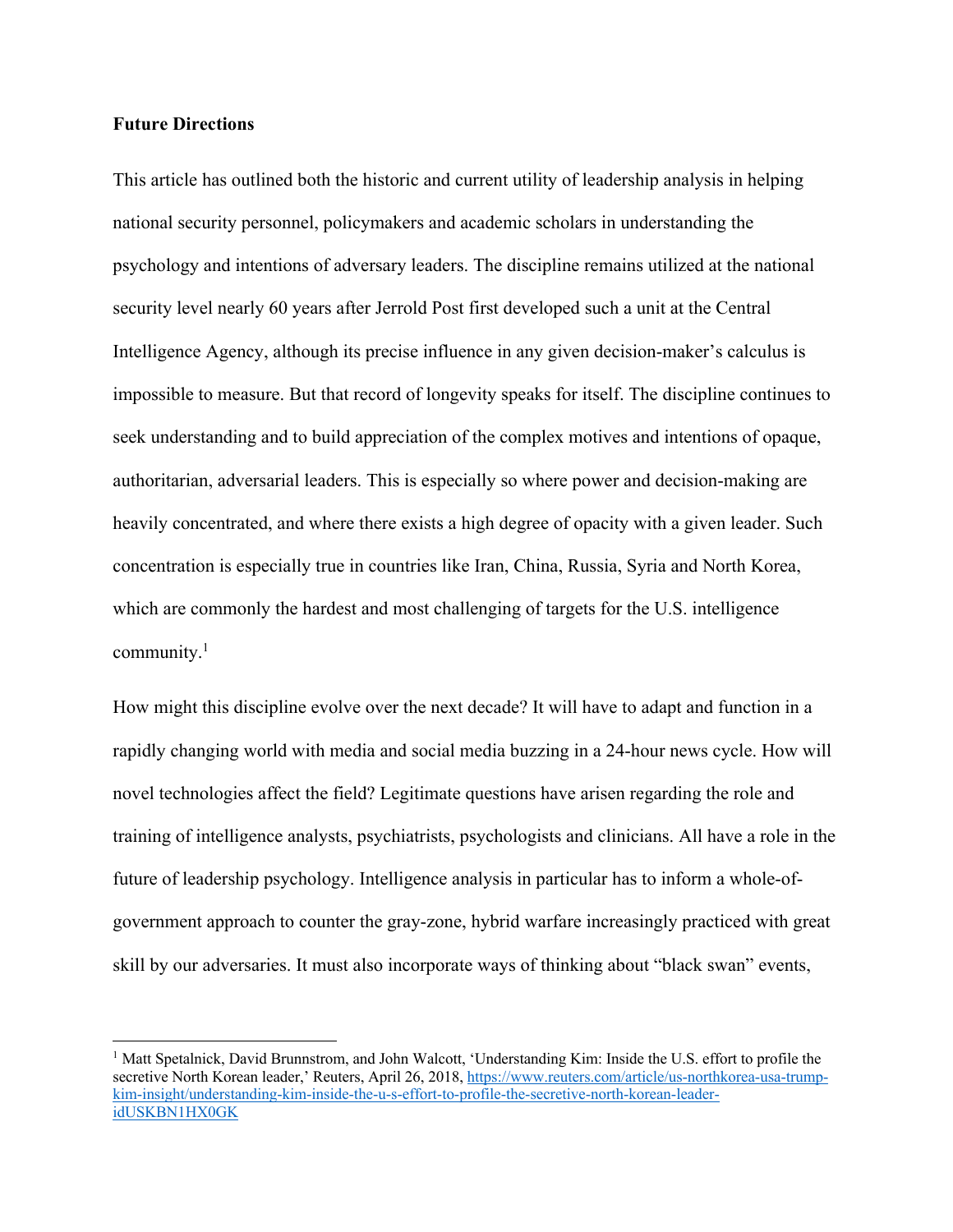**Future Directions**

This article has outlined both the historic and current utility of leadership analysis in helping national security personnel, policymakers and academic scholars in understanding the psychology and intentions of adversary leaders. The discipline remains utilized at the national security level nearly 60 years after Jerrold Post first developed such a unit at the Central Intelligence Agency, although its precise influence in any given decision-maker's calculus is impossible to measure. But that record of longevity speaks for itself. The discipline continues to seek understanding and to build appreciation of the complex motives and intentions of opaque, authoritarian, adversarial leaders. This is especially so where power and decision-making are heavily concentrated, and where there exists a high degree of opacity with a given leader. Such concentration is especially true in countries like Iran, China, Russia, Syria and North Korea, which are commonly the hardest and most challenging of targets for the U.S. intelligence community.[1]

How might this discipline evolve over the next decade? It will have to adapt and function in a rapidly changing world with media and social media buzzing in a 24-hour news cycle. How will novel technologies affect the field? Legitimate questions have arisen regarding the role and training of intelligence analysts, psychiatrists, psychologists and clinicians. All have a role in the future of leadership psychology. Intelligence analysis in particular has to inform a whole-of-government approach to counter the gray-zone, hybrid warfare increasingly practiced with great skill by our adversaries. It must also incorporate ways of thinking about "black swan" events,

---

[1] Matt Spetalnick, David Brunnstrom, and John Walcott, 'Understanding Kim: Inside the U.S. effort to profile the secretive North Korean leader,' Reuters, April 26, 2018, https://www.reuters.com/article/us-northkorea-usa-trump-kim-insight/understanding-kim-inside-the-u-s-effort-to-profile-the-secretive-north-korean-leader-idUSKBN1HX0GK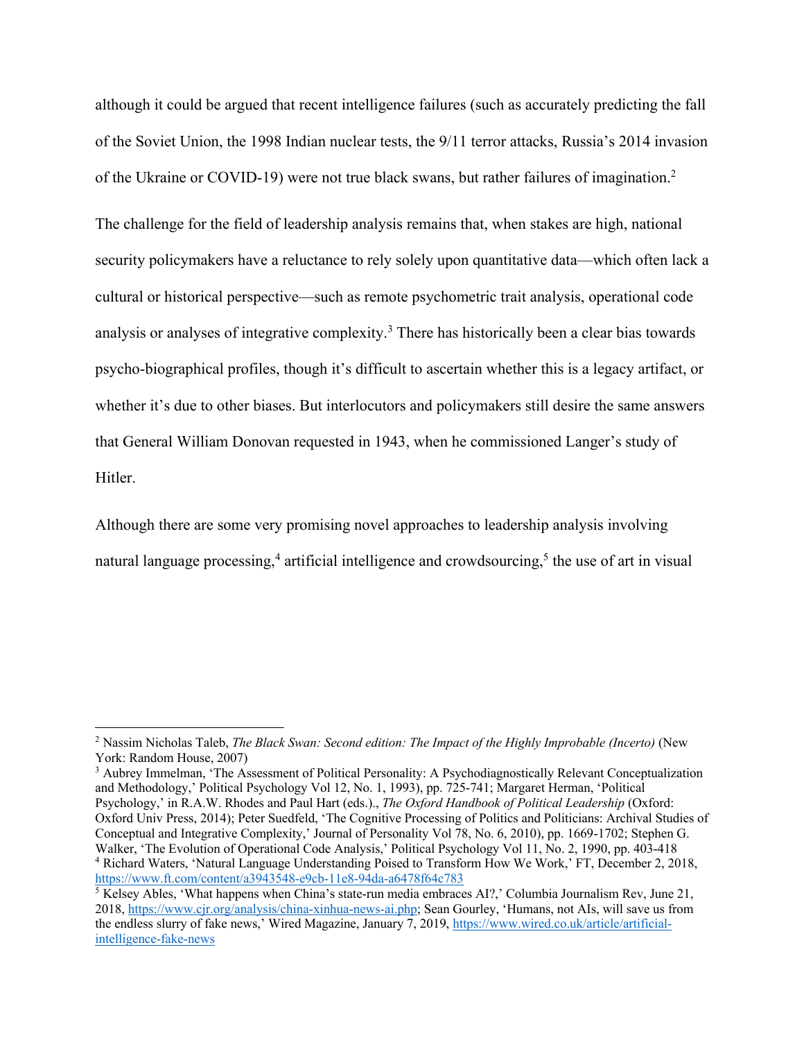although it could be argued that recent intelligence failures (such as accurately predicting the fall of the Soviet Union, the 1998 Indian nuclear tests, the 9/11 terror attacks, Russia's 2014 invasion of the Ukraine or COVID-19) were not true black swans, but rather failures of imagination.[2]

The challenge for the field of leadership analysis remains that, when stakes are high, national security policymakers have a reluctance to rely solely upon quantitative data—which often lack a cultural or historical perspective—such as remote psychometric trait analysis, operational code analysis or analyses of integrative complexity.[3] There has historically been a clear bias towards psycho-biographical profiles, though it's difficult to ascertain whether this is a legacy artifact, or whether it's due to other biases. But interlocutors and policymakers still desire the same answers that General William Donovan requested in 1943, when he commissioned Langer's study of Hitler.

Although there are some very promising novel approaches to leadership analysis involving natural language processing,[4] artificial intelligence and crowdsourcing,[5] the use of art in visual

---

[2] Nassim Nicholas Taleb, *The Black Swan: Second edition: The Impact of the Highly Improbable (Incerto)* (New York: Random House, 2007)

[3] Aubrey Immelman, 'The Assessment of Political Personality: A Psychodiagnostically Relevant Conceptualization and Methodology,' Political Psychology Vol 12, No. 1, 1993), pp. 725-741; Margaret Herman, 'Political Psychology,' in R.A.W. Rhodes and Paul Hart (eds.)., *The Oxford Handbook of Political Leadership* (Oxford: Oxford Univ Press, 2014); Peter Suedfeld, 'The Cognitive Processing of Politics and Politicians: Archival Studies of Conceptual and Integrative Complexity,' Journal of Personality Vol 78, No. 6, 2010), pp. 1669-1702; Stephen G. Walker, 'The Evolution of Operational Code Analysis,' Political Psychology Vol 11, No. 2, 1990, pp. 403-418

[4] Richard Waters, 'Natural Language Understanding Poised to Transform How We Work,' FT, December 2, 2018, https://www.ft.com/content/a3943548-e9cb-11e8-94da-a6478f64c783

[5] Kelsey Ables, 'What happens when China's state-run media embraces AI?,' Columbia Journalism Rev, June 21, 2018, https://www.cjr.org/analysis/china-xinhua-news-ai.php; Sean Gourley, 'Humans, not AIs, will save us from the endless slurry of fake news,' Wired Magazine, January 7, 2019, https://www.wired.co.uk/article/artificial-intelligence-fake-news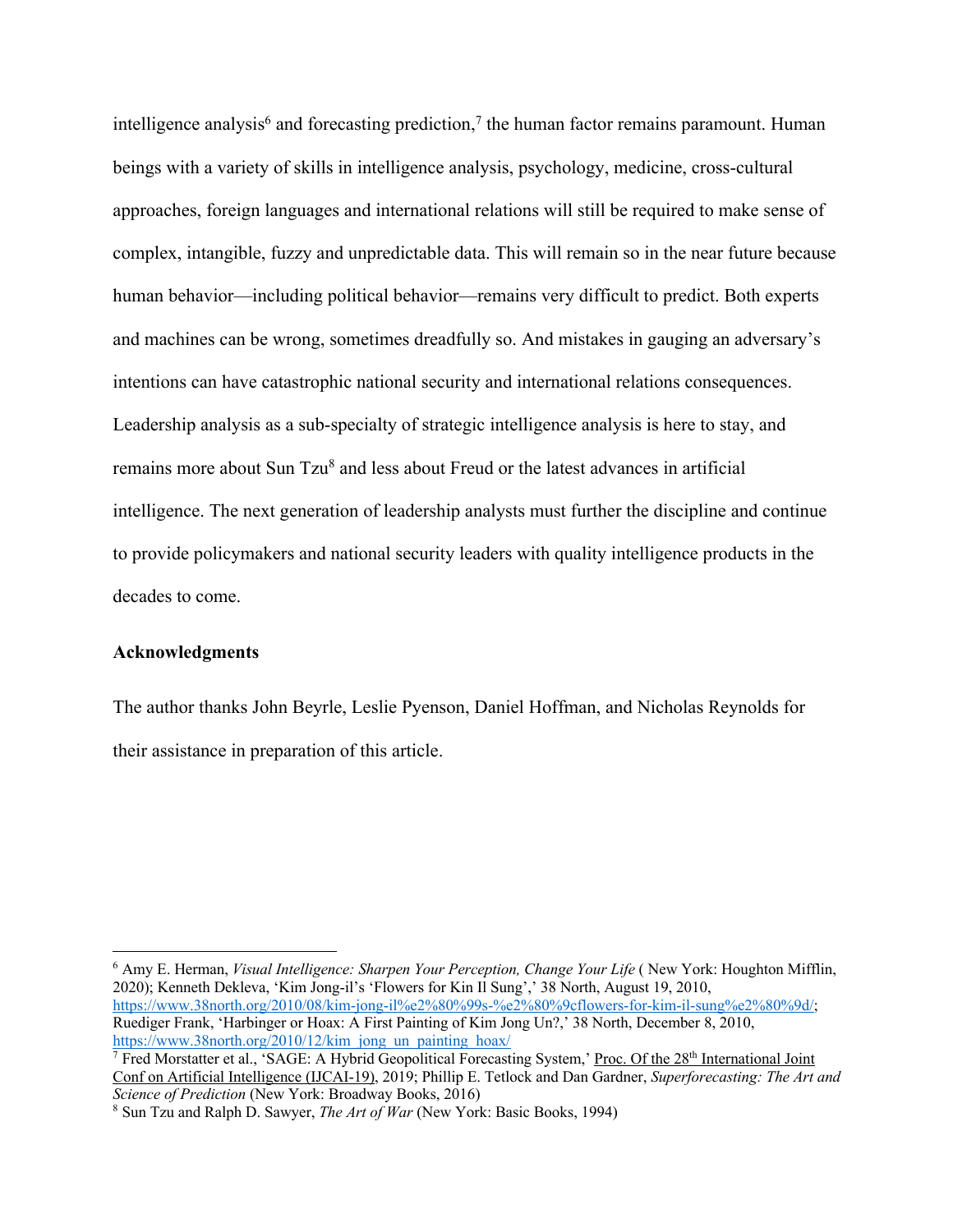intelligence analysis[6] and forecasting prediction,[7] the human factor remains paramount. Human beings with a variety of skills in intelligence analysis, psychology, medicine, cross-cultural approaches, foreign languages and international relations will still be required to make sense of complex, intangible, fuzzy and unpredictable data. This will remain so in the near future because human behavior—including political behavior—remains very difficult to predict. Both experts and machines can be wrong, sometimes dreadfully so. And mistakes in gauging an adversary's intentions can have catastrophic national security and international relations consequences. Leadership analysis as a sub-specialty of strategic intelligence analysis is here to stay, and remains more about Sun Tzu[8] and less about Freud or the latest advances in artificial intelligence. The next generation of leadership analysts must further the discipline and continue to provide policymakers and national security leaders with quality intelligence products in the decades to come.

**Acknowledgments**

The author thanks John Beyrle, Leslie Pyenson, Daniel Hoffman, and Nicholas Reynolds for their assistance in preparation of this article.

---

[6] Amy E. Herman, *Visual Intelligence: Sharpen Your Perception, Change Your Life* ( New York: Houghton Mifflin, 2020); Kenneth Dekleva, 'Kim Jong-il's 'Flowers for Kin Il Sung',' 38 North, August 19, 2010, https://www.38north.org/2010/08/kim-jong-il%e2%80%99s-%e2%80%9cflowers-for-kim-il-sung%e2%80%9d/; Ruediger Frank, 'Harbinger or Hoax: A First Painting of Kim Jong Un?,' 38 North, December 8, 2010, https://www.38north.org/2010/12/kim_jong_un_painting_hoax/

[7] Fred Morstatter et al., 'SAGE: A Hybrid Geopolitical Forecasting System,' Proc. Of the 28th International Joint Conf on Artificial Intelligence (IJCAI-19), 2019; Phillip E. Tetlock and Dan Gardner, *Superforecasting: The Art and Science of Prediction* (New York: Broadway Books, 2016)

[8] Sun Tzu and Ralph D. Sawyer, *The Art of War* (New York: Basic Books, 1994)